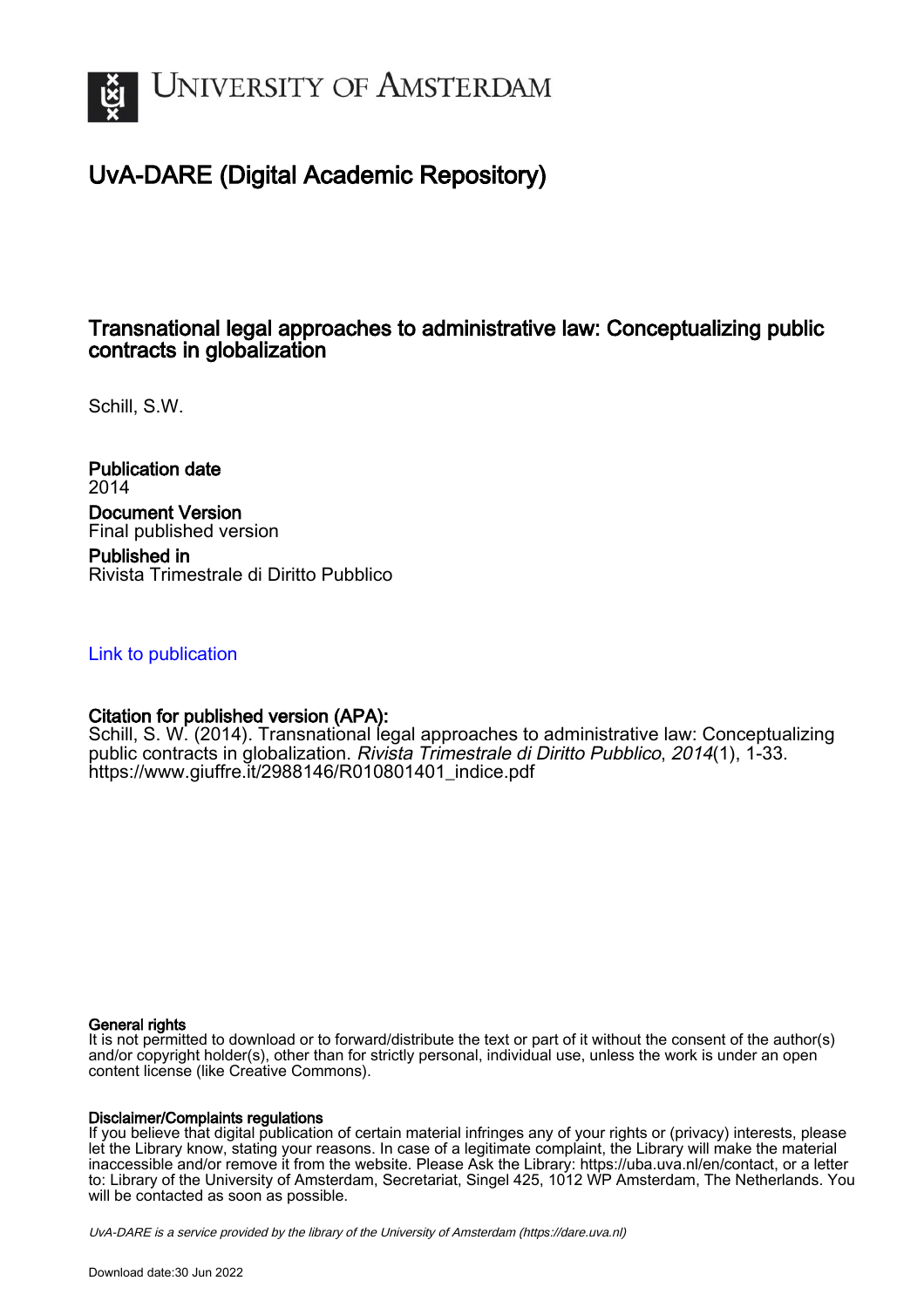# University of Amsterdam

## UvA-DARE (Digital Academic Repository)

### Transnational legal approaches to administrative law: Conceptualizing public contracts in globalization

Schill, S.W.

**Publication date**
2014

**Document Version**
Final published version

**Published in**
Rivista Trimestrale di Diritto Pubblico

Link to publication

**Citation for published version (APA):**
Schill, S. W. (2014). Transnational legal approaches to administrative law: Conceptualizing public contracts in globalization. *Rivista Trimestrale di Diritto Pubblico*, *2014*(1), 1-33. https://www.giuffre.it/2988146/R010801401_indice.pdf

**General rights**
It is not permitted to download or to forward/distribute the text or part of it without the consent of the author(s) and/or copyright holder(s), other than for strictly personal, individual use, unless the work is under an open content license (like Creative Commons).

**Disclaimer/Complaints regulations**
If you believe that digital publication of certain material infringes any of your rights or (privacy) interests, please let the Library know, stating your reasons. In case of a legitimate complaint, the Library will make the material inaccessible and/or remove it from the website. Please Ask the Library: https://uba.uva.nl/en/contact, or a letter to: Library of the University of Amsterdam, Secretariat, Singel 425, 1012 WP Amsterdam, The Netherlands. You will be contacted as soon as possible.

*UvA-DARE is a service provided by the library of the University of Amsterdam (https://dare.uva.nl)*

Download date:30 Jun 2022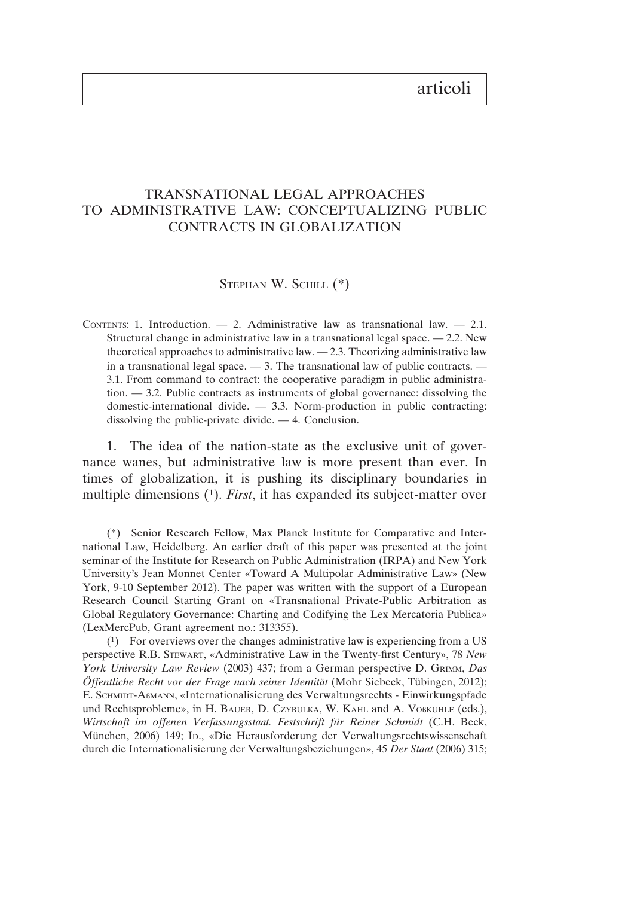articoli

# TRANSNATIONAL LEGAL APPROACHES TO ADMINISTRATIVE LAW: CONCEPTUALIZING PUBLIC CONTRACTS IN GLOBALIZATION

STEPHAN W. SCHILL (*)

CONTENTS: 1. Introduction. — 2. Administrative law as transnational law. — 2.1. Structural change in administrative law in a transnational legal space. — 2.2. New theoretical approaches to administrative law. — 2.3. Theorizing administrative law in a transnational legal space. — 3. The transnational law of public contracts. — 3.1. From command to contract: the cooperative paradigm in public administration. — 3.2. Public contracts as instruments of global governance: dissolving the domestic-international divide. — 3.3. Norm-production in public contracting: dissolving the public-private divide. — 4. Conclusion.

1. The idea of the nation-state as the exclusive unit of governance wanes, but administrative law is more present than ever. In times of globalization, it is pushing its disciplinary boundaries in multiple dimensions [1]. *First*, it has expanded its subject-matter over

---

(*) Senior Research Fellow, Max Planck Institute for Comparative and International Law, Heidelberg. An earlier draft of this paper was presented at the joint seminar of the Institute for Research on Public Administration (IRPA) and New York University's Jean Monnet Center «Toward A Multipolar Administrative Law» (New York, 9-10 September 2012). The paper was written with the support of a European Research Council Starting Grant on «Transnational Private-Public Arbitration as Global Regulatory Governance: Charting and Codifying the Lex Mercatoria Publica» (LexMercPub, Grant agreement no.: 313355).

[1] For overviews over the changes administrative law is experiencing from a US perspective R.B. STEWART, «Administrative Law in the Twenty-first Century», 78 *New York University Law Review* (2003) 437; from a German perspective D. GRIMM, *Das Öffentliche Recht vor der Frage nach seiner Identität* (Mohr Siebeck, Tübingen, 2012); E. SCHMIDT-AßMANN, «Internationalisierung des Verwaltungsrechts - Einwirkungspfade und Rechtsprobleme», in H. BAUER, D. CZYBULKA, W. KAHL and A. VOßKUHLE (eds.), *Wirtschaft im offenen Verfassungsstaat. Festschrift für Reiner Schmidt* (C.H. Beck, München, 2006) 149; ID., «Die Herausforderung der Verwaltungsrechtswissenschaft durch die Internationalisierung der Verwaltungsbeziehungen», 45 *Der Staat* (2006) 315;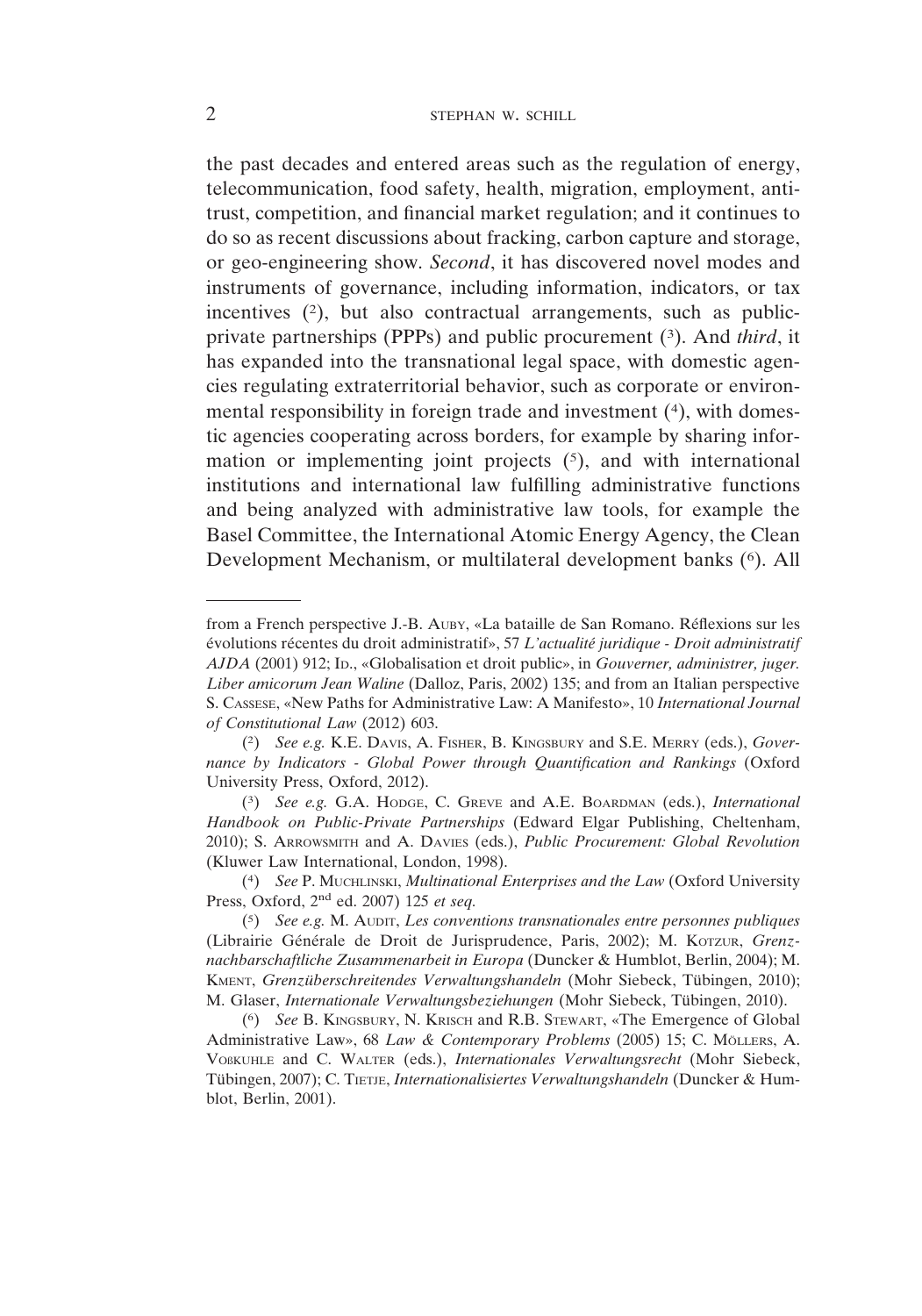the past decades and entered areas such as the regulation of energy, telecommunication, food safety, health, migration, employment, antitrust, competition, and financial market regulation; and it continues to do so as recent discussions about fracking, carbon capture and storage, or geo-engineering show. *Second*, it has discovered novel modes and instruments of governance, including information, indicators, or tax incentives (2), but also contractual arrangements, such as public-private partnerships (PPPs) and public procurement (3). And *third*, it has expanded into the transnational legal space, with domestic agencies regulating extraterritorial behavior, such as corporate or environmental responsibility in foreign trade and investment (4), with domestic agencies cooperating across borders, for example by sharing information or implementing joint projects (5), and with international institutions and international law fulfilling administrative functions and being analyzed with administrative law tools, for example the Basel Committee, the International Atomic Energy Agency, the Clean Development Mechanism, or multilateral development banks (6). All

---

from a French perspective J.-B. Auby, «La bataille de San Romano. Réflexions sur les évolutions récentes du droit administratif», 57 *L'actualité juridique - Droit administratif AJDA* (2001) 912; Id., «Globalisation et droit public», in *Gouverner, administrer, juger. Liber amicorum Jean Waline* (Dalloz, Paris, 2002) 135; and from an Italian perspective S. Cassese, «New Paths for Administrative Law: A Manifesto», 10 *International Journal of Constitutional Law* (2012) 603.

(2) *See e.g.* K.E. Davis, A. Fisher, B. Kingsbury and S.E. Merry (eds.), *Governance by Indicators - Global Power through Quantification and Rankings* (Oxford University Press, Oxford, 2012).

(3) *See e.g.* G.A. Hodge, C. Greve and A.E. Boardman (eds.), *International Handbook on Public-Private Partnerships* (Edward Elgar Publishing, Cheltenham, 2010); S. Arrowsmith and A. Davies (eds.), *Public Procurement: Global Revolution* (Kluwer Law International, London, 1998).

(4) *See* P. Muchlinski, *Multinational Enterprises and the Law* (Oxford University Press, Oxford, 2nd ed. 2007) 125 *et seq.*

(5) *See e.g.* M. Audit, *Les conventions transnationales entre personnes publiques* (Librairie Générale de Droit de Jurisprudence, Paris, 2002); M. Kotzur, *Grenznachbarschaftliche Zusammenarbeit in Europa* (Duncker & Humblot, Berlin, 2004); M. Kment, *Grenzüberschreitendes Verwaltungshandeln* (Mohr Siebeck, Tübingen, 2010); M. Glaser, *Internationale Verwaltungsbeziehungen* (Mohr Siebeck, Tübingen, 2010).

(6) *See* B. Kingsbury, N. Krisch and R.B. Stewart, «The Emergence of Global Administrative Law», 68 *Law & Contemporary Problems* (2005) 15; C. Möllers, A. Voßkuhle and C. Walter (eds.), *Internationales Verwaltungsrecht* (Mohr Siebeck, Tübingen, 2007); C. Tietje, *Internationalisiertes Verwaltungshandeln* (Duncker & Humblot, Berlin, 2001).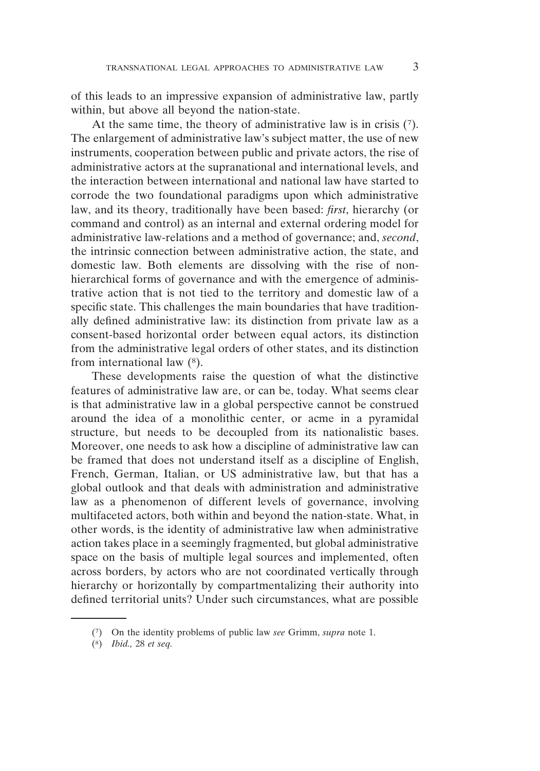of this leads to an impressive expansion of administrative law, partly within, but above all beyond the nation-state.

At the same time, the theory of administrative law is in crisis (7). The enlargement of administrative law's subject matter, the use of new instruments, cooperation between public and private actors, the rise of administrative actors at the supranational and international levels, and the interaction between international and national law have started to corrode the two foundational paradigms upon which administrative law, and its theory, traditionally have been based: *first*, hierarchy (or command and control) as an internal and external ordering model for administrative law-relations and a method of governance; and, *second*, the intrinsic connection between administrative action, the state, and domestic law. Both elements are dissolving with the rise of non-hierarchical forms of governance and with the emergence of administrative action that is not tied to the territory and domestic law of a specific state. This challenges the main boundaries that have traditionally defined administrative law: its distinction from private law as a consent-based horizontal order between equal actors, its distinction from the administrative legal orders of other states, and its distinction from international law (8).

These developments raise the question of what the distinctive features of administrative law are, or can be, today. What seems clear is that administrative law in a global perspective cannot be construed around the idea of a monolithic center, or acme in a pyramidal structure, but needs to be decoupled from its nationalistic bases. Moreover, one needs to ask how a discipline of administrative law can be framed that does not understand itself as a discipline of English, French, German, Italian, or US administrative law, but that has a global outlook and that deals with administration and administrative law as a phenomenon of different levels of governance, involving multifaceted actors, both within and beyond the nation-state. What, in other words, is the identity of administrative law when administrative action takes place in a seemingly fragmented, but global administrative space on the basis of multiple legal sources and implemented, often across borders, by actors who are not coordinated vertically through hierarchy or horizontally by compartmentalizing their authority into defined territorial units? Under such circumstances, what are possible

(7) On the identity problems of public law *see* Grimm, *supra* note 1.

(8) *Ibid.,* 28 *et seq.*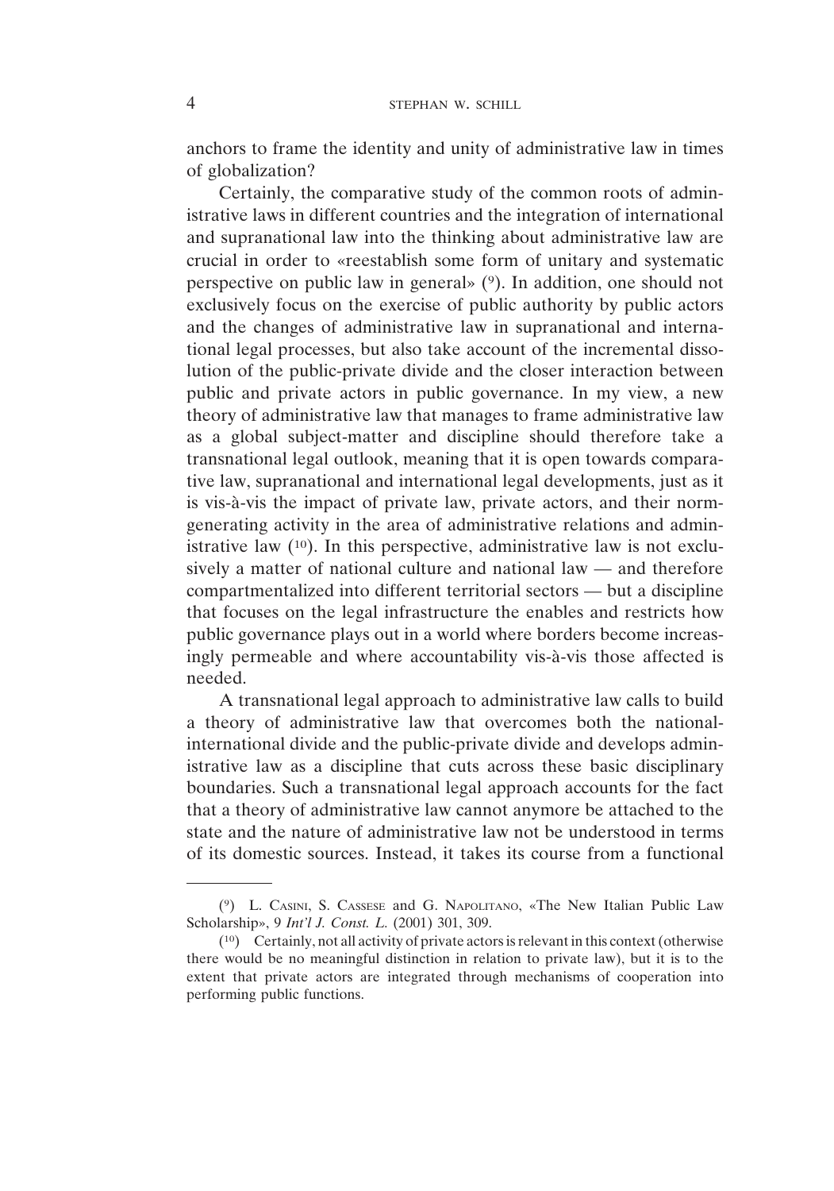anchors to frame the identity and unity of administrative law in times of globalization?

Certainly, the comparative study of the common roots of administrative laws in different countries and the integration of international and supranational law into the thinking about administrative law are crucial in order to «reestablish some form of unitary and systematic perspective on public law in general» (9). In addition, one should not exclusively focus on the exercise of public authority by public actors and the changes of administrative law in supranational and international legal processes, but also take account of the incremental dissolution of the public-private divide and the closer interaction between public and private actors in public governance. In my view, a new theory of administrative law that manages to frame administrative law as a global subject-matter and discipline should therefore take a transnational legal outlook, meaning that it is open towards comparative law, supranational and international legal developments, just as it is vis-à-vis the impact of private law, private actors, and their norm-generating activity in the area of administrative relations and administrative law (10). In this perspective, administrative law is not exclusively a matter of national culture and national law — and therefore compartmentalized into different territorial sectors — but a discipline that focuses on the legal infrastructure the enables and restricts how public governance plays out in a world where borders become increasingly permeable and where accountability vis-à-vis those affected is needed.

A transnational legal approach to administrative law calls to build a theory of administrative law that overcomes both the national-international divide and the public-private divide and develops administrative law as a discipline that cuts across these basic disciplinary boundaries. Such a transnational legal approach accounts for the fact that a theory of administrative law cannot anymore be attached to the state and the nature of administrative law not be understood in terms of its domestic sources. Instead, it takes its course from a functional

---

(9) L. Casini, S. Cassese and G. Napolitano, «The New Italian Public Law Scholarship», 9 *Int'l J. Const. L.* (2001) 301, 309.

(10) Certainly, not all activity of private actors is relevant in this context (otherwise there would be no meaningful distinction in relation to private law), but it is to the extent that private actors are integrated through mechanisms of cooperation into performing public functions.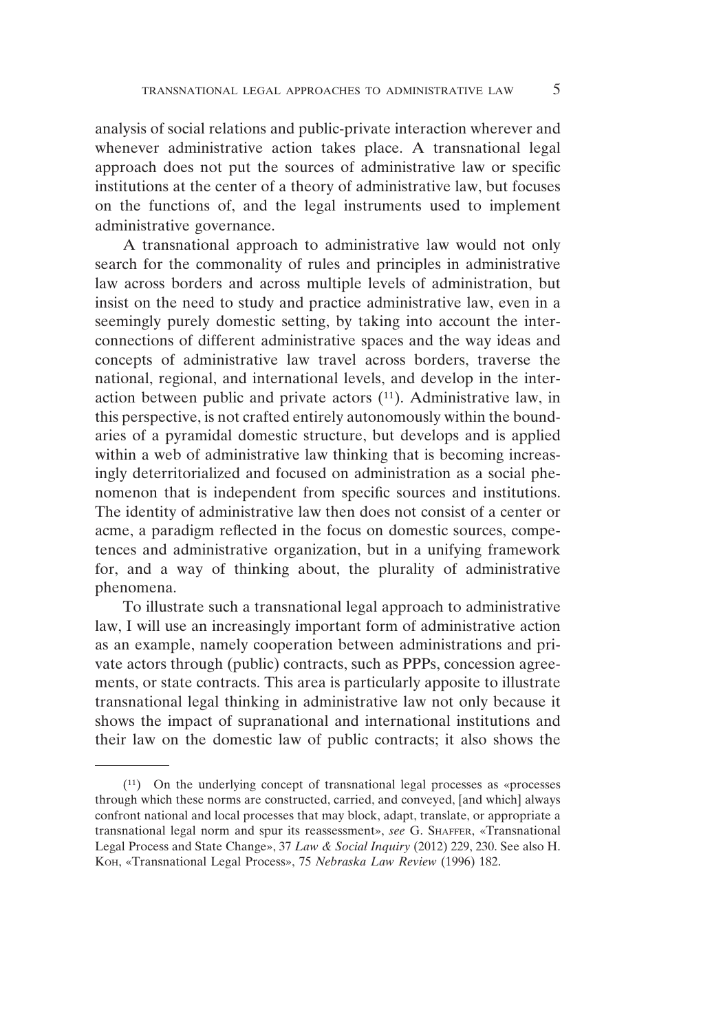analysis of social relations and public-private interaction wherever and whenever administrative action takes place. A transnational legal approach does not put the sources of administrative law or specific institutions at the center of a theory of administrative law, but focuses on the functions of, and the legal instruments used to implement administrative governance.

A transnational approach to administrative law would not only search for the commonality of rules and principles in administrative law across borders and across multiple levels of administration, but insist on the need to study and practice administrative law, even in a seemingly purely domestic setting, by taking into account the interconnections of different administrative spaces and the way ideas and concepts of administrative law travel across borders, traverse the national, regional, and international levels, and develop in the interaction between public and private actors ([11]). Administrative law, in this perspective, is not crafted entirely autonomously within the boundaries of a pyramidal domestic structure, but develops and is applied within a web of administrative law thinking that is becoming increasingly deterritorialized and focused on administration as a social phenomenon that is independent from specific sources and institutions. The identity of administrative law then does not consist of a center or acme, a paradigm reflected in the focus on domestic sources, competences and administrative organization, but in a unifying framework for, and a way of thinking about, the plurality of administrative phenomena.

To illustrate such a transnational legal approach to administrative law, I will use an increasingly important form of administrative action as an example, namely cooperation between administrations and private actors through (public) contracts, such as PPPs, concession agreements, or state contracts. This area is particularly apposite to illustrate transnational legal thinking in administrative law not only because it shows the impact of supranational and international institutions and their law on the domestic law of public contracts; it also shows the

---

([11]) On the underlying concept of transnational legal processes as «processes through which these norms are constructed, carried, and conveyed, [and which] always confront national and local processes that may block, adapt, translate, or appropriate a transnational legal norm and spur its reassessment», *see* G. Shaffer, «Transnational Legal Process and State Change», 37 *Law & Social Inquiry* (2012) 229, 230. See also H. Koh, «Transnational Legal Process», 75 *Nebraska Law Review* (1996) 182.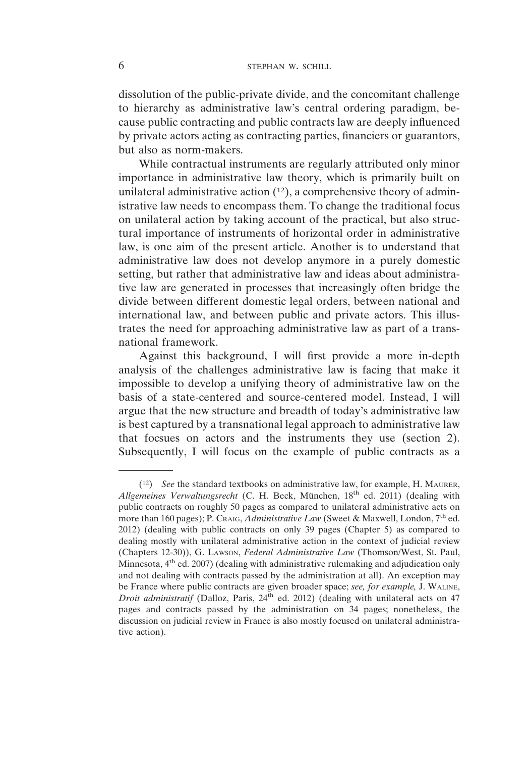dissolution of the public-private divide, and the concomitant challenge to hierarchy as administrative law's central ordering paradigm, because public contracting and public contracts law are deeply influenced by private actors acting as contracting parties, financiers or guarantors, but also as norm-makers.

While contractual instruments are regularly attributed only minor importance in administrative law theory, which is primarily built on unilateral administrative action ([12]), a comprehensive theory of administrative law needs to encompass them. To change the traditional focus on unilateral action by taking account of the practical, but also structural importance of instruments of horizontal order in administrative law, is one aim of the present article. Another is to understand that administrative law does not develop anymore in a purely domestic setting, but rather that administrative law and ideas about administrative law are generated in processes that increasingly often bridge the divide between different domestic legal orders, between national and international law, and between public and private actors. This illustrates the need for approaching administrative law as part of a transnational framework.

Against this background, I will first provide a more in-depth analysis of the challenges administrative law is facing that make it impossible to develop a unifying theory of administrative law on the basis of a state-centered and source-centered model. Instead, I will argue that the new structure and breadth of today's administrative law is best captured by a transnational legal approach to administrative law that focsues on actors and the instruments they use (section 2). Subsequently, I will focus on the example of public contracts as a

---

([12]) *See* the standard textbooks on administrative law, for example, H. Maurer, *Allgemeines Verwaltungsrecht* (C. H. Beck, München, 18th ed. 2011) (dealing with public contracts on roughly 50 pages as compared to unilateral administrative acts on more than 160 pages); P. Craig, *Administrative Law* (Sweet & Maxwell, London, 7th ed. 2012) (dealing with public contracts on only 39 pages (Chapter 5) as compared to dealing mostly with unilateral administrative action in the context of judicial review (Chapters 12-30)), G. Lawson, *Federal Administrative Law* (Thomson/West, St. Paul, Minnesota, 4th ed. 2007) (dealing with administrative rulemaking and adjudication only and not dealing with contracts passed by the administration at all). An exception may be France where public contracts are given broader space; *see, for example,* J. Waline, *Droit administratif* (Dalloz, Paris, 24th ed. 2012) (dealing with unilateral acts on 47 pages and contracts passed by the administration on 34 pages; nonetheless, the discussion on judicial review in France is also mostly focused on unilateral administrative action).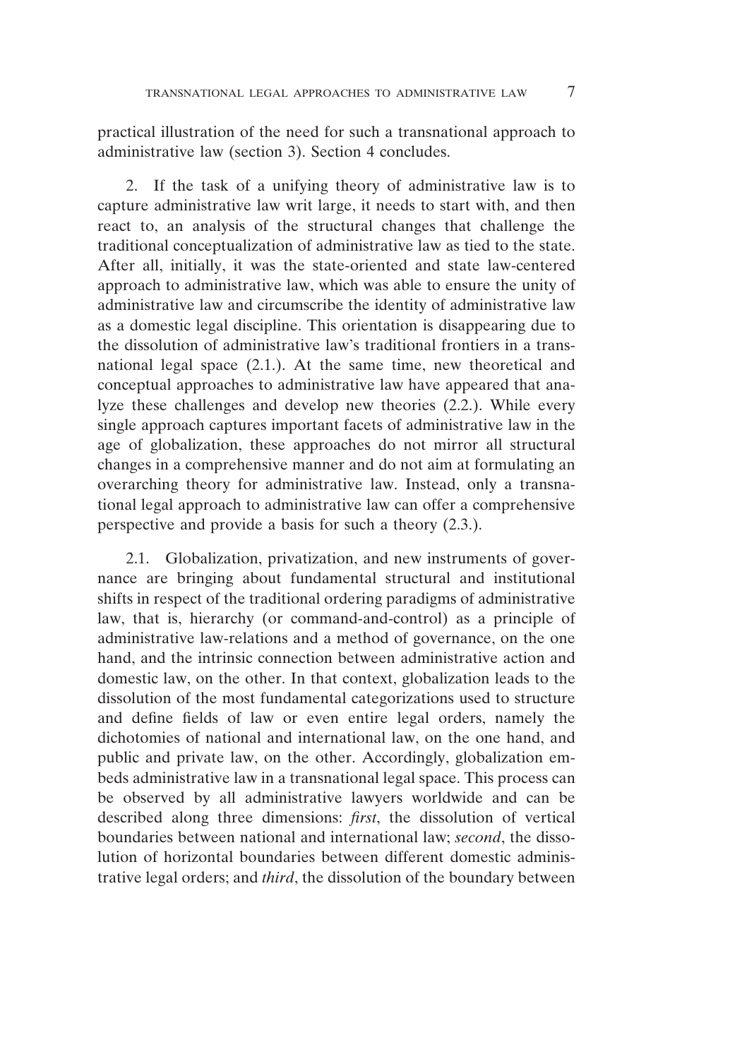practical illustration of the need for such a transnational approach to administrative law (section 3). Section 4 concludes.

2. If the task of a unifying theory of administrative law is to capture administrative law writ large, it needs to start with, and then react to, an analysis of the structural changes that challenge the traditional conceptualization of administrative law as tied to the state. After all, initially, it was the state-oriented and state law-centered approach to administrative law, which was able to ensure the unity of administrative law and circumscribe the identity of administrative law as a domestic legal discipline. This orientation is disappearing due to the dissolution of administrative law's traditional frontiers in a transnational legal space (2.1.). At the same time, new theoretical and conceptual approaches to administrative law have appeared that analyze these challenges and develop new theories (2.2.). While every single approach captures important facets of administrative law in the age of globalization, these approaches do not mirror all structural changes in a comprehensive manner and do not aim at formulating an overarching theory for administrative law. Instead, only a transnational legal approach to administrative law can offer a comprehensive perspective and provide a basis for such a theory (2.3.).

2.1. Globalization, privatization, and new instruments of governance are bringing about fundamental structural and institutional shifts in respect of the traditional ordering paradigms of administrative law, that is, hierarchy (or command-and-control) as a principle of administrative law-relations and a method of governance, on the one hand, and the intrinsic connection between administrative action and domestic law, on the other. In that context, globalization leads to the dissolution of the most fundamental categorizations used to structure and define fields of law or even entire legal orders, namely the dichotomies of national and international law, on the one hand, and public and private law, on the other. Accordingly, globalization embeds administrative law in a transnational legal space. This process can be observed by all administrative lawyers worldwide and can be described along three dimensions: *first*, the dissolution of vertical boundaries between national and international law; *second*, the dissolution of horizontal boundaries between different domestic administrative legal orders; and *third*, the dissolution of the boundary between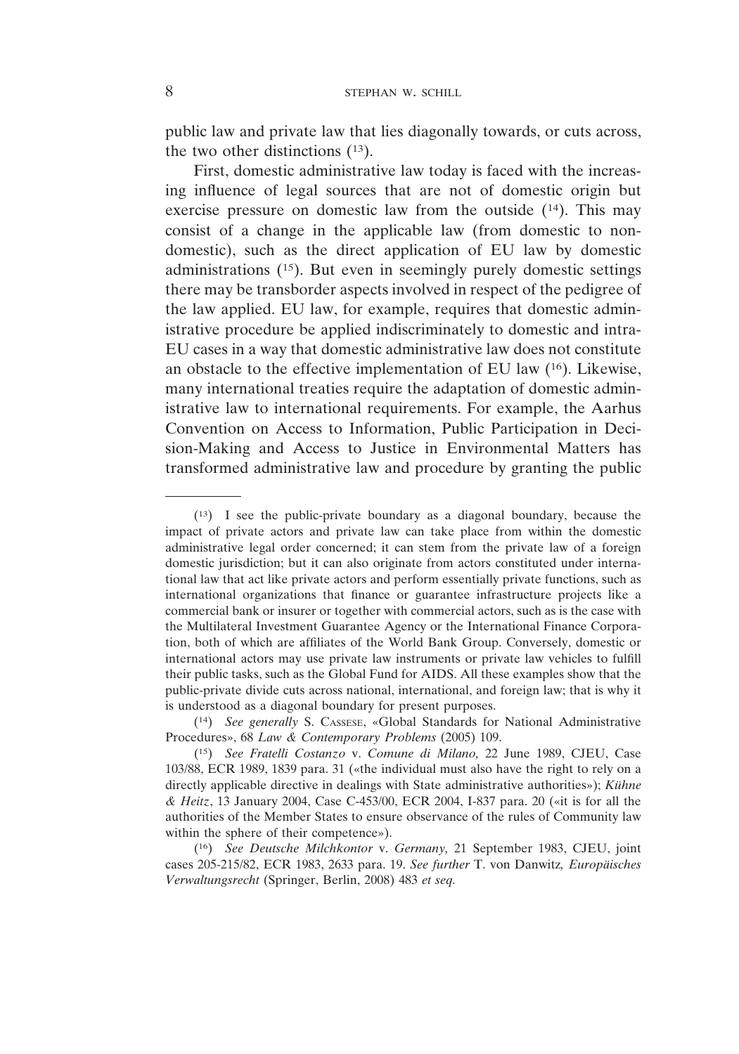public law and private law that lies diagonally towards, or cuts across, the two other distinctions (13).

First, domestic administrative law today is faced with the increasing influence of legal sources that are not of domestic origin but exercise pressure on domestic law from the outside (14). This may consist of a change in the applicable law (from domestic to non-domestic), such as the direct application of EU law by domestic administrations (15). But even in seemingly purely domestic settings there may be transborder aspects involved in respect of the pedigree of the law applied. EU law, for example, requires that domestic administrative procedure be applied indiscriminately to domestic and intra-EU cases in a way that domestic administrative law does not constitute an obstacle to the effective implementation of EU law (16). Likewise, many international treaties require the adaptation of domestic administrative law to international requirements. For example, the Aarhus Convention on Access to Information, Public Participation in Decision-Making and Access to Justice in Environmental Matters has transformed administrative law and procedure by granting the public

---

(13) I see the public-private boundary as a diagonal boundary, because the impact of private actors and private law can take place from within the domestic administrative legal order concerned; it can stem from the private law of a foreign domestic jurisdiction; but it can also originate from actors constituted under international law that act like private actors and perform essentially private functions, such as international organizations that finance or guarantee infrastructure projects like a commercial bank or insurer or together with commercial actors, such as is the case with the Multilateral Investment Guarantee Agency or the International Finance Corporation, both of which are affiliates of the World Bank Group. Conversely, domestic or international actors may use private law instruments or private law vehicles to fulfill their public tasks, such as the Global Fund for AIDS. All these examples show that the public-private divide cuts across national, international, and foreign law; that is why it is understood as a diagonal boundary for present purposes.

(14) *See generally* S. Cassese, «Global Standards for National Administrative Procedures», 68 *Law & Contemporary Problems* (2005) 109.

(15) *See Fratelli Costanzo* v. *Comune di Milano,* 22 June 1989, CJEU, Case 103/88, ECR 1989, 1839 para. 31 («the individual must also have the right to rely on a directly applicable directive in dealings with State administrative authorities»); *Kühne & Heitz*, 13 January 2004, Case C-453/00, ECR 2004, I-837 para. 20 («it is for all the authorities of the Member States to ensure observance of the rules of Community law within the sphere of their competence»).

(16) *See Deutsche Milchkontor* v. *Germany,* 21 September 1983, CJEU, joint cases 205-215/82, ECR 1983, 2633 para. 19. *See further* T. von Danwitz*, Europäisches Verwaltungsrecht* (Springer, Berlin, 2008) 483 *et seq.*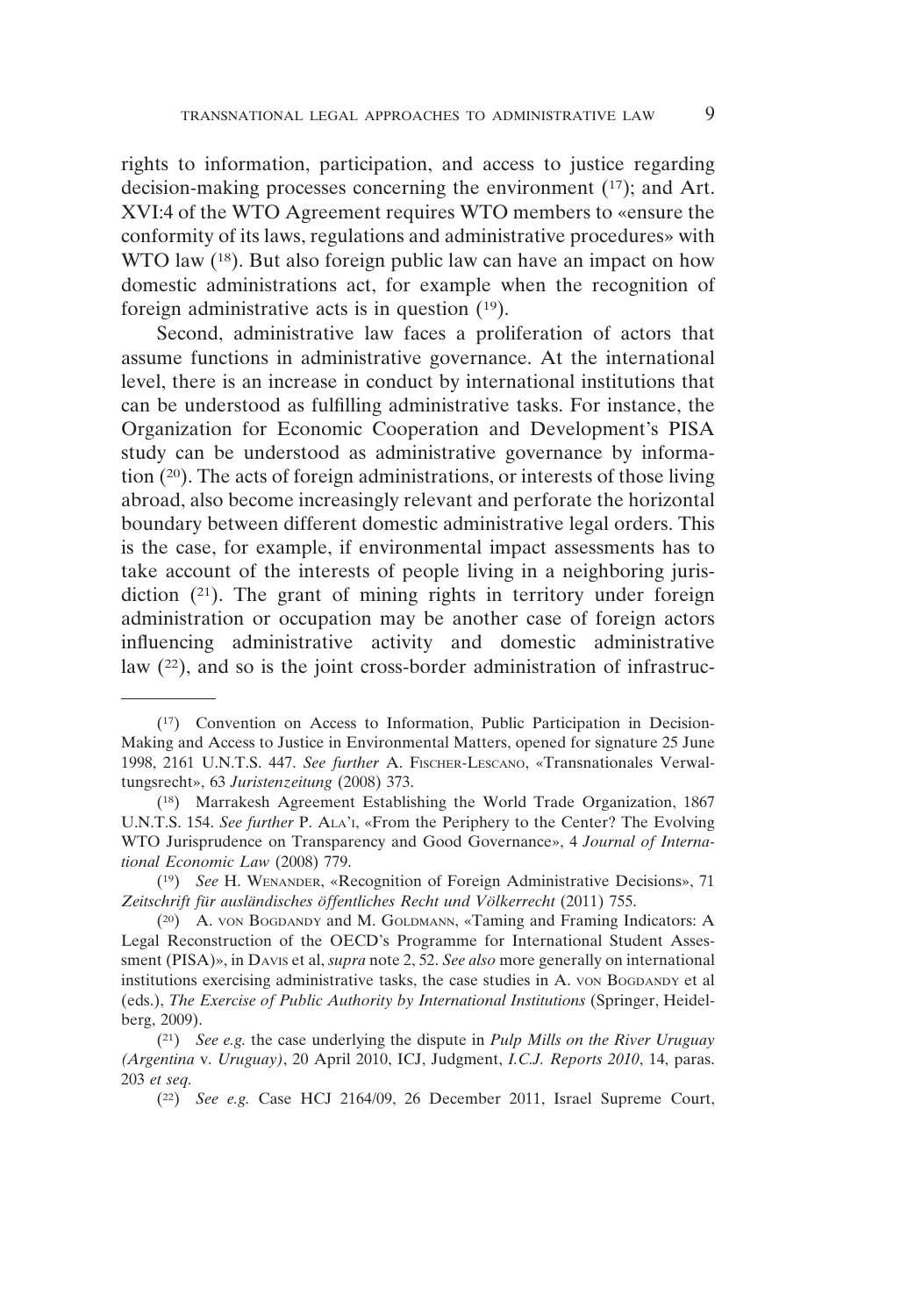rights to information, participation, and access to justice regarding decision-making processes concerning the environment [17]; and Art. XVI:4 of the WTO Agreement requires WTO members to «ensure the conformity of its laws, regulations and administrative procedures» with WTO law [18]. But also foreign public law can have an impact on how domestic administrations act, for example when the recognition of foreign administrative acts is in question [19].

Second, administrative law faces a proliferation of actors that assume functions in administrative governance. At the international level, there is an increase in conduct by international institutions that can be understood as fulfilling administrative tasks. For instance, the Organization for Economic Cooperation and Development's PISA study can be understood as administrative governance by information [20]. The acts of foreign administrations, or interests of those living abroad, also become increasingly relevant and perforate the horizontal boundary between different domestic administrative legal orders. This is the case, for example, if environmental impact assessments has to take account of the interests of people living in a neighboring jurisdiction [21]. The grant of mining rights in territory under foreign administration or occupation may be another case of foreign actors influencing administrative activity and domestic administrative law [22], and so is the joint cross-border administration of infrastruc-

---

[17] Convention on Access to Information, Public Participation in Decision-Making and Access to Justice in Environmental Matters, opened for signature 25 June 1998, 2161 U.N.T.S. 447. *See further* A. Fischer-Lescano, «Transnationales Verwaltungsrecht», 63 *Juristenzeitung* (2008) 373.

[18] Marrakesh Agreement Establishing the World Trade Organization, 1867 U.N.T.S. 154. *See further* P. Ala'i, «From the Periphery to the Center? The Evolving WTO Jurisprudence on Transparency and Good Governance», 4 *Journal of International Economic Law* (2008) 779.

[19] *See* H. Wenander, «Recognition of Foreign Administrative Decisions», 71 *Zeitschrift für ausländisches öffentliches Recht und Völkerrecht* (2011) 755.

[20] A. von Bogdandy and M. Goldmann, «Taming and Framing Indicators: A Legal Reconstruction of the OECD's Programme for International Student Assessment (PISA)», in Davis et al, *supra* note 2, 52. *See also* more generally on international institutions exercising administrative tasks, the case studies in A. von Bogdandy et al (eds.), *The Exercise of Public Authority by International Institutions* (Springer, Heidelberg, 2009).

[21] *See e.g.* the case underlying the dispute in *Pulp Mills on the River Uruguay (Argentina* v. *Uruguay)*, 20 April 2010, ICJ, Judgment, *I.C.J. Reports 2010*, 14, paras. 203 *et seq.*

[22] *See e.g.* Case HCJ 2164/09, 26 December 2011, Israel Supreme Court,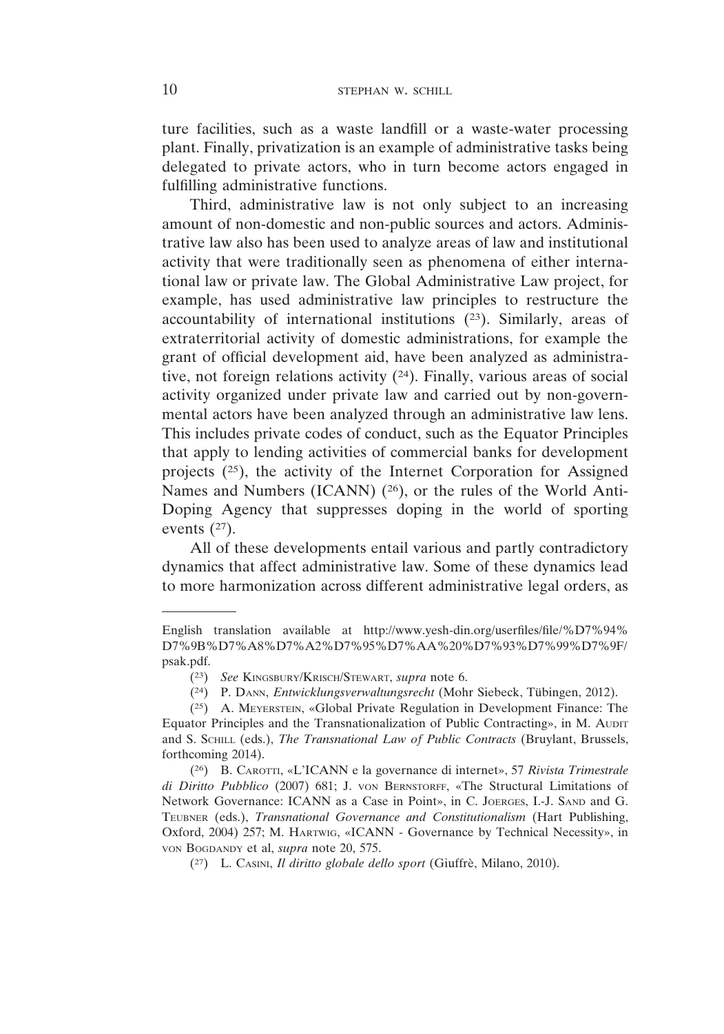ture facilities, such as a waste landfill or a waste-water processing plant. Finally, privatization is an example of administrative tasks being delegated to private actors, who in turn become actors engaged in fulfilling administrative functions.

Third, administrative law is not only subject to an increasing amount of non-domestic and non-public sources and actors. Administrative law also has been used to analyze areas of law and institutional activity that were traditionally seen as phenomena of either international law or private law. The Global Administrative Law project, for example, has used administrative law principles to restructure the accountability of international institutions ([23]). Similarly, areas of extraterritorial activity of domestic administrations, for example the grant of official development aid, have been analyzed as administrative, not foreign relations activity ([24]). Finally, various areas of social activity organized under private law and carried out by non-governmental actors have been analyzed through an administrative law lens. This includes private codes of conduct, such as the Equator Principles that apply to lending activities of commercial banks for development projects ([25]), the activity of the Internet Corporation for Assigned Names and Numbers (ICANN) ([26]), or the rules of the World Anti-Doping Agency that suppresses doping in the world of sporting events ([27]).

All of these developments entail various and partly contradictory dynamics that affect administrative law. Some of these dynamics lead to more harmonization across different administrative legal orders, as

---

English translation available at http://www.yesh-din.org/userfiles/file/%D7%94%D7%9B%D7%A8%D7%A2%D7%95%D7%AA%20%D7%93%D7%99%D7%9F/psak.pdf.

([23]) *See* KINGSBURY/KRISCH/STEWART, *supra* note 6.

([24]) P. DANN, *Entwicklungsverwaltungsrecht* (Mohr Siebeck, Tübingen, 2012).

([25]) A. MEYERSTEIN, «Global Private Regulation in Development Finance: The Equator Principles and the Transnationalization of Public Contracting», in M. AUDIT and S. SCHILL (eds.), *The Transnational Law of Public Contracts* (Bruylant, Brussels, forthcoming 2014).

([26]) B. CAROTTI, «L'ICANN e la governance di internet», 57 *Rivista Trimestrale di Diritto Pubblico* (2007) 681; J. VON BERNSTORFF, «The Structural Limitations of Network Governance: ICANN as a Case in Point», in C. JOERGES, I.-J. SAND and G. TEUBNER (eds.), *Transnational Governance and Constitutionalism* (Hart Publishing, Oxford, 2004) 257; M. HARTWIG, «ICANN - Governance by Technical Necessity», in VON BOGDANDY et al, *supra* note 20, 575.

([27]) L. CASINI, *Il diritto globale dello sport* (Giuffrè, Milano, 2010).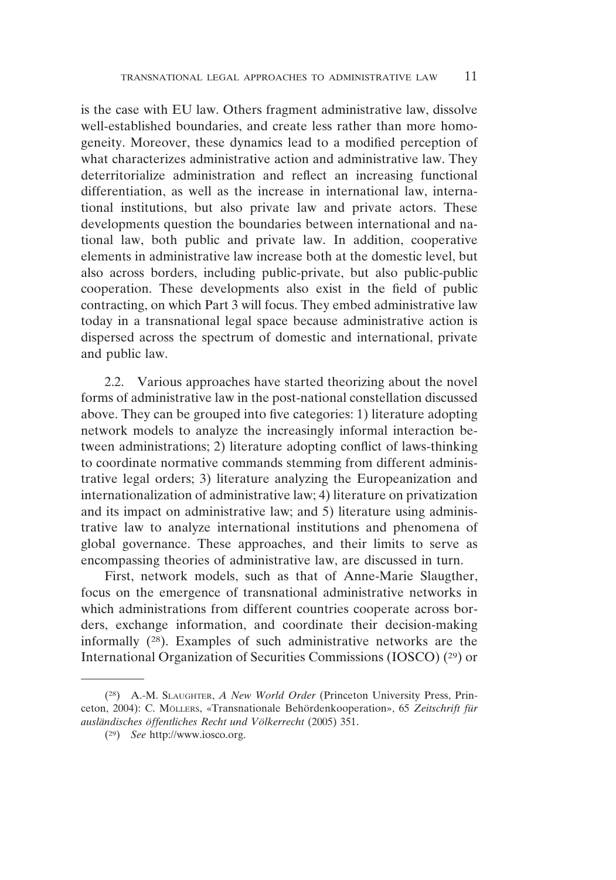is the case with EU law. Others fragment administrative law, dissolve well-established boundaries, and create less rather than more homogeneity. Moreover, these dynamics lead to a modified perception of what characterizes administrative action and administrative law. They deterritorialize administration and reflect an increasing functional differentiation, as well as the increase in international law, international institutions, but also private law and private actors. These developments question the boundaries between international and national law, both public and private law. In addition, cooperative elements in administrative law increase both at the domestic level, but also across borders, including public-private, but also public-public cooperation. These developments also exist in the field of public contracting, on which Part 3 will focus. They embed administrative law today in a transnational legal space because administrative action is dispersed across the spectrum of domestic and international, private and public law.

2.2. Various approaches have started theorizing about the novel forms of administrative law in the post-national constellation discussed above. They can be grouped into five categories: 1) literature adopting network models to analyze the increasingly informal interaction between administrations; 2) literature adopting conflict of laws-thinking to coordinate normative commands stemming from different administrative legal orders; 3) literature analyzing the Europeanization and internationalization of administrative law; 4) literature on privatization and its impact on administrative law; and 5) literature using administrative law to analyze international institutions and phenomena of global governance. These approaches, and their limits to serve as encompassing theories of administrative law, are discussed in turn.

First, network models, such as that of Anne-Marie Slaugther, focus on the emergence of transnational administrative networks in which administrations from different countries cooperate across borders, exchange information, and coordinate their decision-making informally (28). Examples of such administrative networks are the International Organization of Securities Commissions (IOSCO) (29) or

---

(28) A.-M. SLAUGHTER, *A New World Order* (Princeton University Press, Princeton, 2004): C. MÖLLERS, «Transnationale Behördenkooperation», 65 *Zeitschrift für ausländisches öffentliches Recht und Völkerrecht* (2005) 351.

(29) *See* http://www.iosco.org.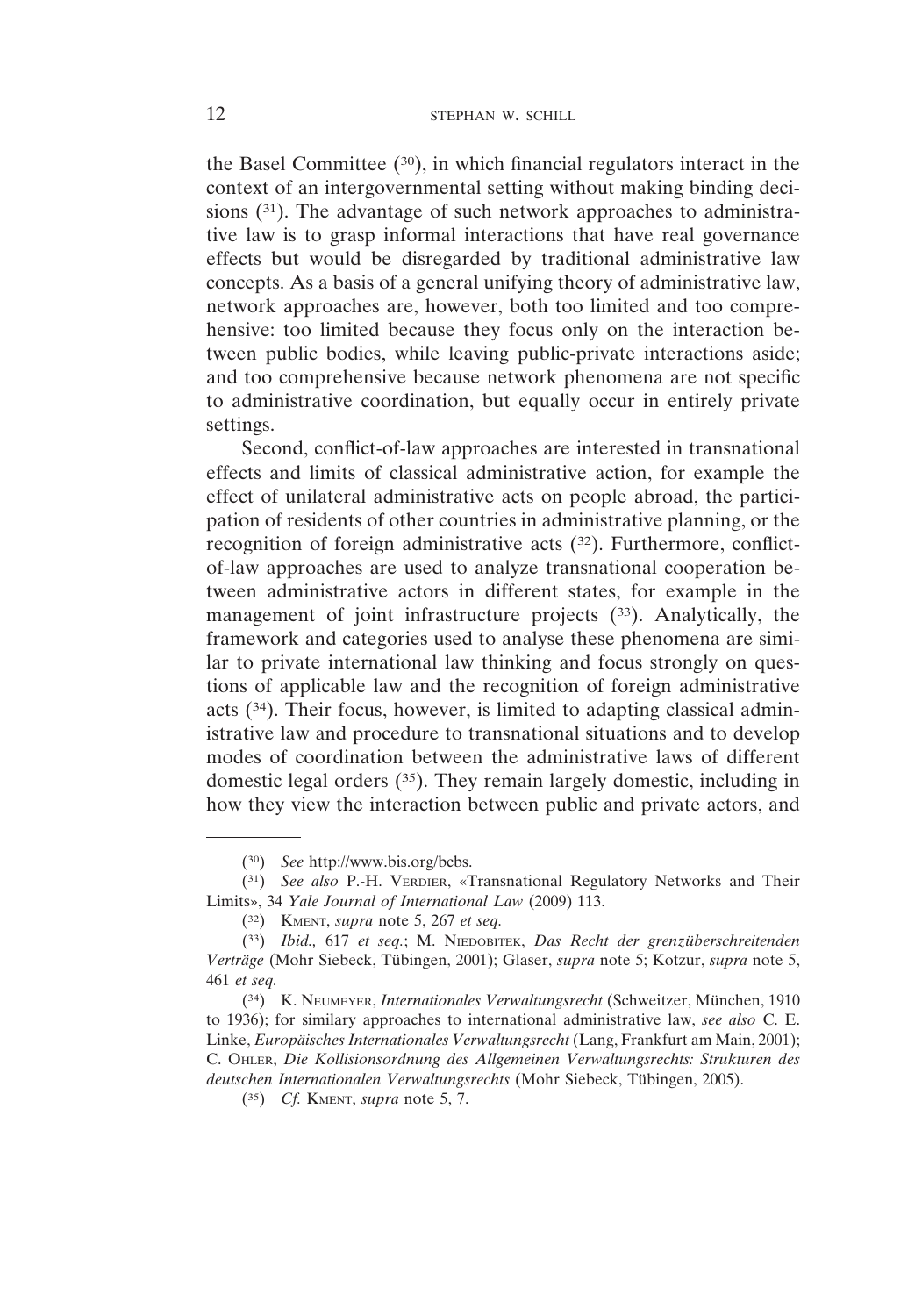the Basel Committee ([30]), in which financial regulators interact in the context of an intergovernmental setting without making binding decisions ([31]). The advantage of such network approaches to administrative law is to grasp informal interactions that have real governance effects but would be disregarded by traditional administrative law concepts. As a basis of a general unifying theory of administrative law, network approaches are, however, both too limited and too comprehensive: too limited because they focus only on the interaction between public bodies, while leaving public-private interactions aside; and too comprehensive because network phenomena are not specific to administrative coordination, but equally occur in entirely private settings.

Second, conflict-of-law approaches are interested in transnational effects and limits of classical administrative action, for example the effect of unilateral administrative acts on people abroad, the participation of residents of other countries in administrative planning, or the recognition of foreign administrative acts ([32]). Furthermore, conflict-of-law approaches are used to analyze transnational cooperation between administrative actors in different states, for example in the management of joint infrastructure projects ([33]). Analytically, the framework and categories used to analyse these phenomena are similar to private international law thinking and focus strongly on questions of applicable law and the recognition of foreign administrative acts ([34]). Their focus, however, is limited to adapting classical administrative law and procedure to transnational situations and to develop modes of coordination between the administrative laws of different domestic legal orders ([35]). They remain largely domestic, including in how they view the interaction between public and private actors, and

---

([30]) *See* http://www.bis.org/bcbs.

([31]) *See also* P.-H. Verdier, «Transnational Regulatory Networks and Their Limits», 34 *Yale Journal of International Law* (2009) 113.

([32]) Kment, *supra* note 5, 267 *et seq.*

([33]) *Ibid.,* 617 *et seq.*; M. Niedobitek, *Das Recht der grenzüberschreitenden Verträge* (Mohr Siebeck, Tübingen, 2001); Glaser, *supra* note 5; Kotzur, *supra* note 5, 461 *et seq.*

([34]) K. Neumeyer, *Internationales Verwaltungsrecht* (Schweitzer, München, 1910 to 1936); for similary approaches to international administrative law, *see also* C. E. Linke, *Europäisches Internationales Verwaltungsrecht* (Lang, Frankfurt am Main, 2001); C. Ohler, *Die Kollisionsordnung des Allgemeinen Verwaltungsrechts: Strukturen des deutschen Internationalen Verwaltungsrechts* (Mohr Siebeck, Tübingen, 2005).

([35]) *Cf.* Kment, *supra* note 5, 7.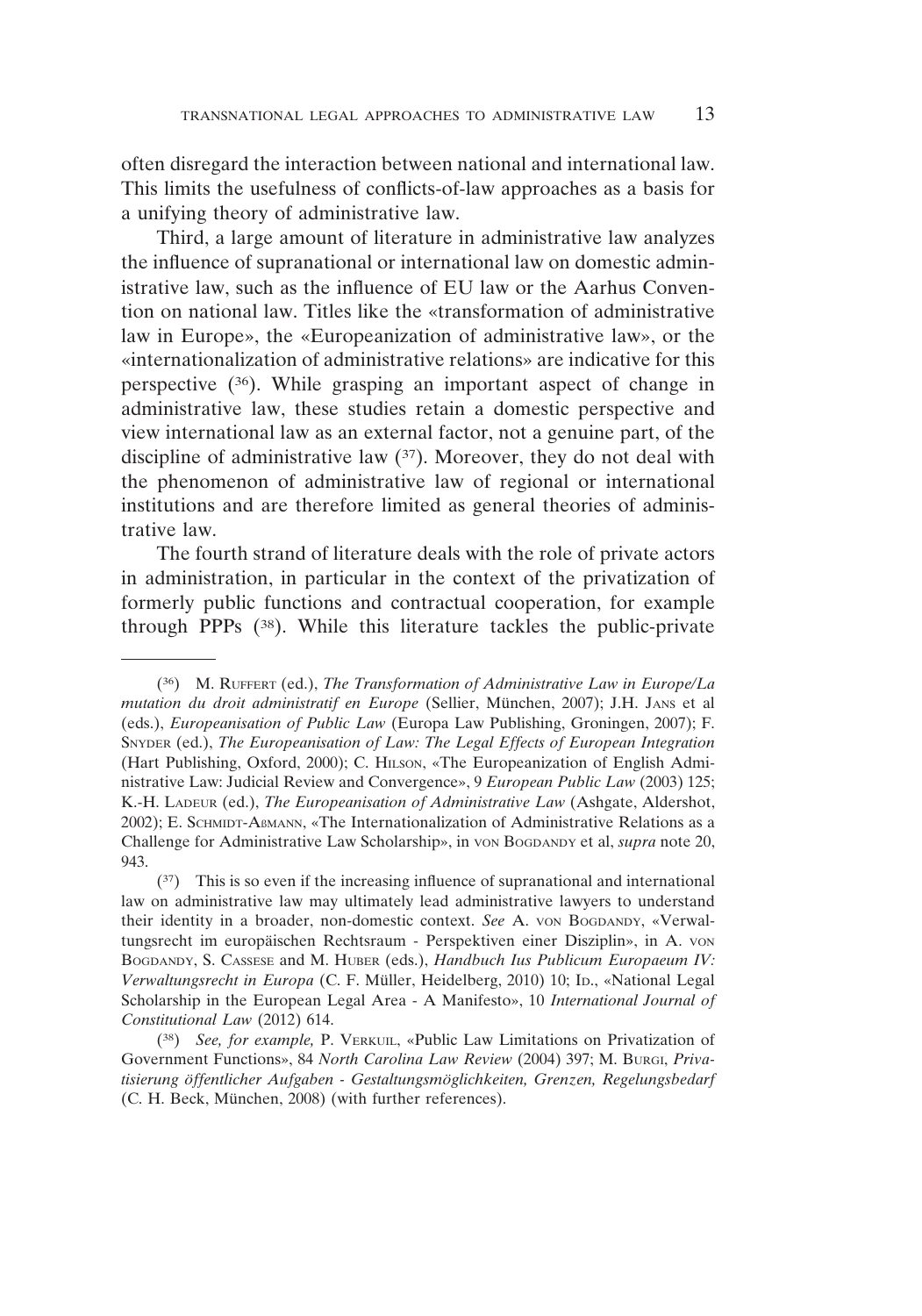often disregard the interaction between national and international law. This limits the usefulness of conflicts-of-law approaches as a basis for a unifying theory of administrative law.

Third, a large amount of literature in administrative law analyzes the influence of supranational or international law on domestic administrative law, such as the influence of EU law or the Aarhus Convention on national law. Titles like the «transformation of administrative law in Europe», the «Europeanization of administrative law», or the «internationalization of administrative relations» are indicative for this perspective ([36]). While grasping an important aspect of change in administrative law, these studies retain a domestic perspective and view international law as an external factor, not a genuine part, of the discipline of administrative law ([37]). Moreover, they do not deal with the phenomenon of administrative law of regional or international institutions and are therefore limited as general theories of administrative law.

The fourth strand of literature deals with the role of private actors in administration, in particular in the context of the privatization of formerly public functions and contractual cooperation, for example through PPPs ([38]). While this literature tackles the public-private

---

([36]) M. Ruffert (ed.), *The Transformation of Administrative Law in Europe/La mutation du droit administratif en Europe* (Sellier, München, 2007); J.H. Jans et al (eds.), *Europeanisation of Public Law* (Europa Law Publishing, Groningen, 2007); F. Snyder (ed.), *The Europeanisation of Law: The Legal Effects of European Integration* (Hart Publishing, Oxford, 2000); C. Hilson, «The Europeanization of English Administrative Law: Judicial Review and Convergence», 9 *European Public Law* (2003) 125; K.-H. Ladeur (ed.), *The Europeanisation of Administrative Law* (Ashgate, Aldershot, 2002); E. Schmidt-Aßmann, «The Internationalization of Administrative Relations as a Challenge for Administrative Law Scholarship», in von Bogdandy et al, *supra* note 20, 943.

([37]) This is so even if the increasing influence of supranational and international law on administrative law may ultimately lead administrative lawyers to understand their identity in a broader, non-domestic context. *See* A. von Bogdandy, «Verwaltungsrecht im europäischen Rechtsraum - Perspektiven einer Disziplin», in A. von Bogdandy, S. Cassese and M. Huber (eds.), *Handbuch Ius Publicum Europaeum IV: Verwaltungsrecht in Europa* (C. F. Müller, Heidelberg, 2010) 10; Id., «National Legal Scholarship in the European Legal Area - A Manifesto», 10 *International Journal of Constitutional Law* (2012) 614.

([38]) *See, for example,* P. Verkuil, «Public Law Limitations on Privatization of Government Functions», 84 *North Carolina Law Review* (2004) 397; M. Burgi, *Privatisierung öffentlicher Aufgaben - Gestaltungsmöglichkeiten, Grenzen, Regelungsbedarf* (C. H. Beck, München, 2008) (with further references).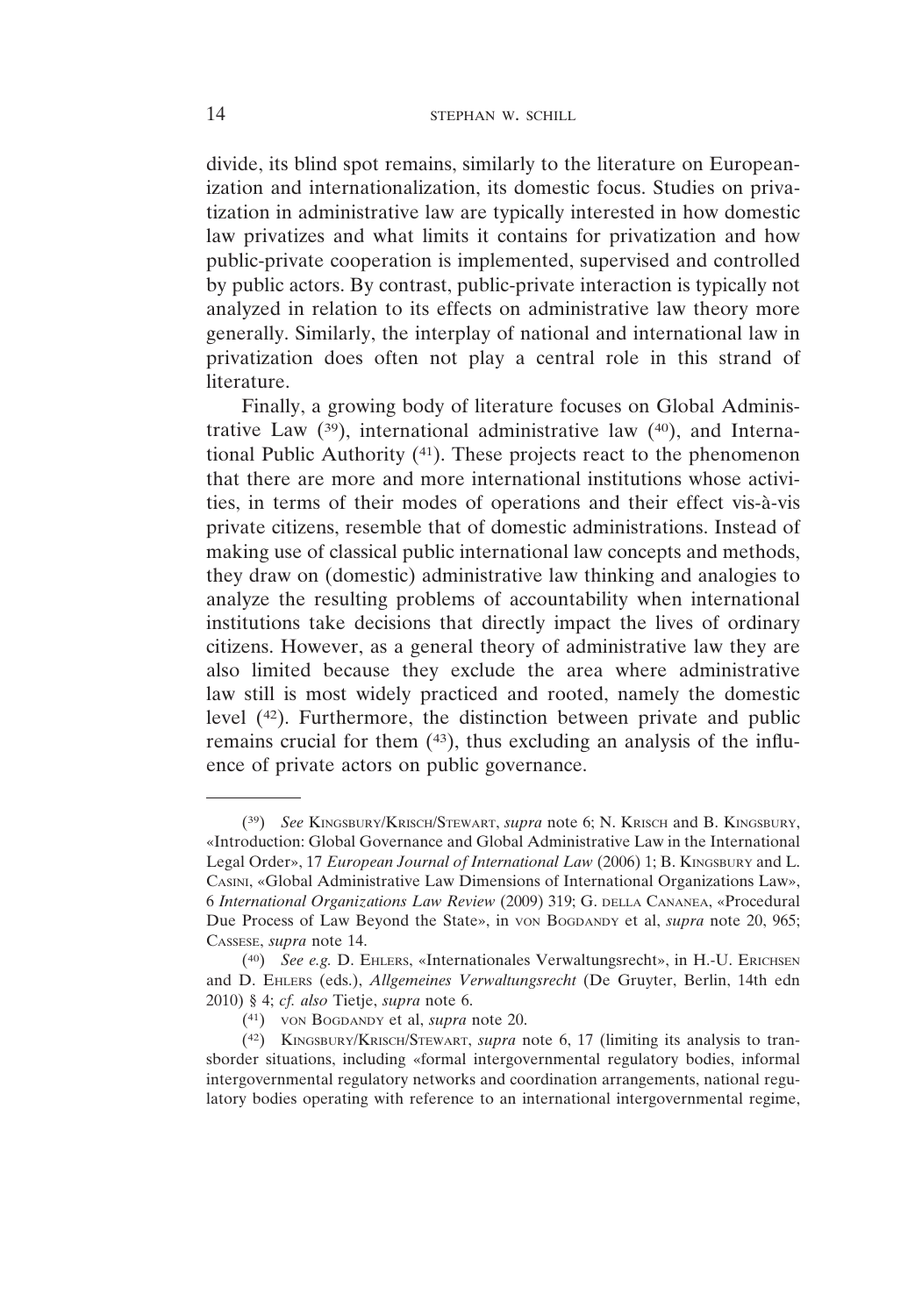divide, its blind spot remains, similarly to the literature on Europeanization and internationalization, its domestic focus. Studies on privatization in administrative law are typically interested in how domestic law privatizes and what limits it contains for privatization and how public-private cooperation is implemented, supervised and controlled by public actors. By contrast, public-private interaction is typically not analyzed in relation to its effects on administrative law theory more generally. Similarly, the interplay of national and international law in privatization does often not play a central role in this strand of literature.

Finally, a growing body of literature focuses on Global Administrative Law ([39]), international administrative law ([40]), and International Public Authority ([41]). These projects react to the phenomenon that there are more and more international institutions whose activities, in terms of their modes of operations and their effect vis-à-vis private citizens, resemble that of domestic administrations. Instead of making use of classical public international law concepts and methods, they draw on (domestic) administrative law thinking and analogies to analyze the resulting problems of accountability when international institutions take decisions that directly impact the lives of ordinary citizens. However, as a general theory of administrative law they are also limited because they exclude the area where administrative law still is most widely practiced and rooted, namely the domestic level ([42]). Furthermore, the distinction between private and public remains crucial for them ([43]), thus excluding an analysis of the influence of private actors on public governance.

---

([39]) *See* KINGSBURY/KRISCH/STEWART, *supra* note 6; N. KRISCH and B. KINGSBURY, «Introduction: Global Governance and Global Administrative Law in the International Legal Order», 17 *European Journal of International Law* (2006) 1; B. KINGSBURY and L. CASINI, «Global Administrative Law Dimensions of International Organizations Law», 6 *International Organizations Law Review* (2009) 319; G. DELLA CANANEA, «Procedural Due Process of Law Beyond the State», in VON BOGDANDY et al, *supra* note 20, 965; CASSESE, *supra* note 14.

([40]) *See e.g.* D. EHLERS, «Internationales Verwaltungsrecht», in H.-U. ERICHSEN and D. EHLERS (eds.), *Allgemeines Verwaltungsrecht* (De Gruyter, Berlin, 14th edn 2010) § 4; *cf. also* Tietje, *supra* note 6.

([41]) VON BOGDANDY et al, *supra* note 20.

([42]) KINGSBURY/KRISCH/STEWART, *supra* note 6, 17 (limiting its analysis to transborder situations, including «formal intergovernmental regulatory bodies, informal intergovernmental regulatory networks and coordination arrangements, national regulatory bodies operating with reference to an international intergovernmental regime,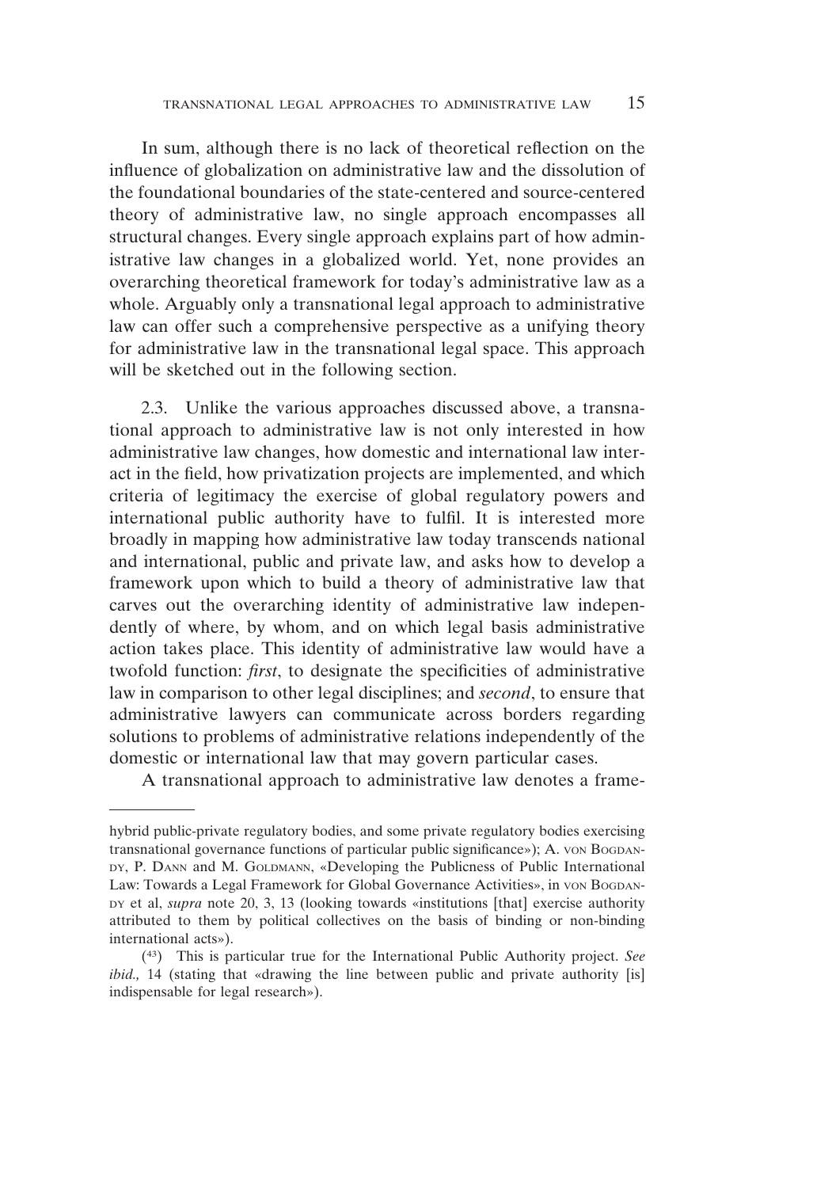In sum, although there is no lack of theoretical reflection on the influence of globalization on administrative law and the dissolution of the foundational boundaries of the state-centered and source-centered theory of administrative law, no single approach encompasses all structural changes. Every single approach explains part of how administrative law changes in a globalized world. Yet, none provides an overarching theoretical framework for today's administrative law as a whole. Arguably only a transnational legal approach to administrative law can offer such a comprehensive perspective as a unifying theory for administrative law in the transnational legal space. This approach will be sketched out in the following section.

2.3. Unlike the various approaches discussed above, a transnational approach to administrative law is not only interested in how administrative law changes, how domestic and international law interact in the field, how privatization projects are implemented, and which criteria of legitimacy the exercise of global regulatory powers and international public authority have to fulfil. It is interested more broadly in mapping how administrative law today transcends national and international, public and private law, and asks how to develop a framework upon which to build a theory of administrative law that carves out the overarching identity of administrative law independently of where, by whom, and on which legal basis administrative action takes place. This identity of administrative law would have a twofold function: *first*, to designate the specificities of administrative law in comparison to other legal disciplines; and *second*, to ensure that administrative lawyers can communicate across borders regarding solutions to problems of administrative relations independently of the domestic or international law that may govern particular cases.

A transnational approach to administrative law denotes a frame-

---

hybrid public-private regulatory bodies, and some private regulatory bodies exercising transnational governance functions of particular public significance»); A. von Bogdandy, P. Dann and M. Goldmann, «Developing the Publicness of Public International Law: Towards a Legal Framework for Global Governance Activities», in von Bogdandy et al, *supra* note 20, 3, 13 (looking towards «institutions [that] exercise authority attributed to them by political collectives on the basis of binding or non-binding international acts»).

(43) This is particular true for the International Public Authority project. *See ibid.,* 14 (stating that «drawing the line between public and private authority [is] indispensable for legal research»).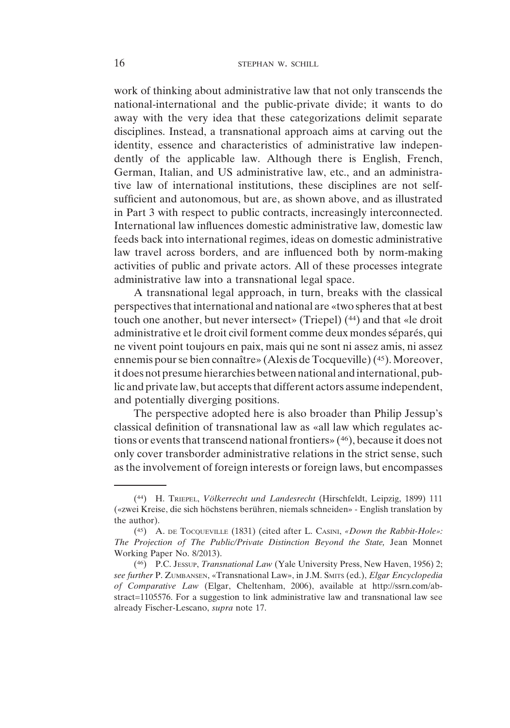work of thinking about administrative law that not only transcends the national-international and the public-private divide; it wants to do away with the very idea that these categorizations delimit separate disciplines. Instead, a transnational approach aims at carving out the identity, essence and characteristics of administrative law independently of the applicable law. Although there is English, French, German, Italian, and US administrative law, etc., and an administrative law of international institutions, these disciplines are not self-sufficient and autonomous, but are, as shown above, and as illustrated in Part 3 with respect to public contracts, increasingly interconnected. International law influences domestic administrative law, domestic law feeds back into international regimes, ideas on domestic administrative law travel across borders, and are influenced both by norm-making activities of public and private actors. All of these processes integrate administrative law into a transnational legal space.

A transnational legal approach, in turn, breaks with the classical perspectives that international and national are «two spheres that at best touch one another, but never intersect» (Triepel) (44) and that «le droit administrative et le droit civil forment comme deux mondes séparés, qui ne vivent point toujours en paix, mais qui ne sont ni assez amis, ni assez ennemis pour se bien connaître» (Alexis de Tocqueville) (45). Moreover, it does not presume hierarchies between national and international, public and private law, but accepts that different actors assume independent, and potentially diverging positions.

The perspective adopted here is also broader than Philip Jessup's classical definition of transnational law as «all law which regulates actions or events that transcend national frontiers» (46), because it does not only cover transborder administrative relations in the strict sense, such as the involvement of foreign interests or foreign laws, but encompasses

---

(44) H. Triepel, *Völkerrecht und Landesrecht* (Hirschfeldt, Leipzig, 1899) 111 («zwei Kreise, die sich höchstens berühren, niemals schneiden» - English translation by the author).

(45) A. de Tocqueville (1831) (cited after L. Casini, *«Down the Rabbit-Hole»: The Projection of The Public/Private Distinction Beyond the State,* Jean Monnet Working Paper No. 8/2013).

(46) P.C. Jessup, *Transnational Law* (Yale University Press, New Haven, 1956) 2; *see further* P. Zumbansen, «Transnational Law», in J.M. Smits (ed.), *Elgar Encyclopedia of Comparative Law* (Elgar, Cheltenham, 2006), available at http://ssrn.com/abstract=1105576. For a suggestion to link administrative law and transnational law see already Fischer-Lescano, *supra* note 17.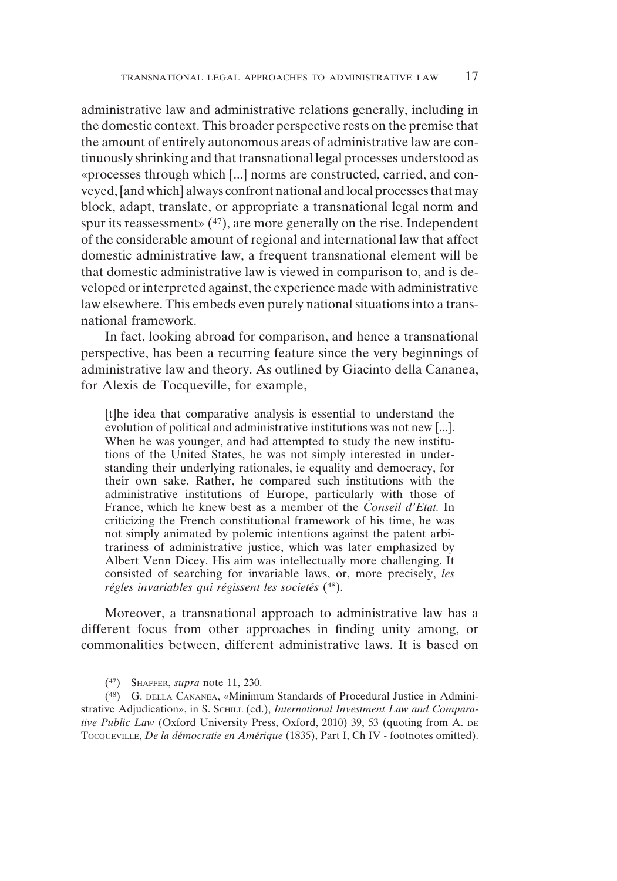administrative law and administrative relations generally, including in the domestic context. This broader perspective rests on the premise that the amount of entirely autonomous areas of administrative law are continuously shrinking and that transnational legal processes understood as «processes through which [...] norms are constructed, carried, and conveyed, [and which] always confront national and local processes that may block, adapt, translate, or appropriate a transnational legal norm and spur its reassessment» (47), are more generally on the rise. Independent of the considerable amount of regional and international law that affect domestic administrative law, a frequent transnational element will be that domestic administrative law is viewed in comparison to, and is developed or interpreted against, the experience made with administrative law elsewhere. This embeds even purely national situations into a transnational framework.

In fact, looking abroad for comparison, and hence a transnational perspective, has been a recurring feature since the very beginnings of administrative law and theory. As outlined by Giacinto della Cananea, for Alexis de Tocqueville, for example,

> [t]he idea that comparative analysis is essential to understand the evolution of political and administrative institutions was not new [...]. When he was younger, and had attempted to study the new institutions of the United States, he was not simply interested in understanding their underlying rationales, ie equality and democracy, for their own sake. Rather, he compared such institutions with the administrative institutions of Europe, particularly with those of France, which he knew best as a member of the *Conseil d'Etat.* In criticizing the French constitutional framework of his time, he was not simply animated by polemic intentions against the patent arbitrariness of administrative justice, which was later emphasized by Albert Venn Dicey. His aim was intellectually more challenging. It consisted of searching for invariable laws, or, more precisely, *les régles invariables qui régissent les societés* (48).

Moreover, a transnational approach to administrative law has a different focus from other approaches in finding unity among, or commonalities between, different administrative laws. It is based on

---

(47) Shaffer, *supra* note 11, 230.

(48) G. della Cananea, «Minimum Standards of Procedural Justice in Administrative Adjudication», in S. Schill (ed.), *International Investment Law and Comparative Public Law* (Oxford University Press, Oxford, 2010) 39, 53 (quoting from A. de Tocqueville, *De la démocratie en Amérique* (1835), Part I, Ch IV - footnotes omitted).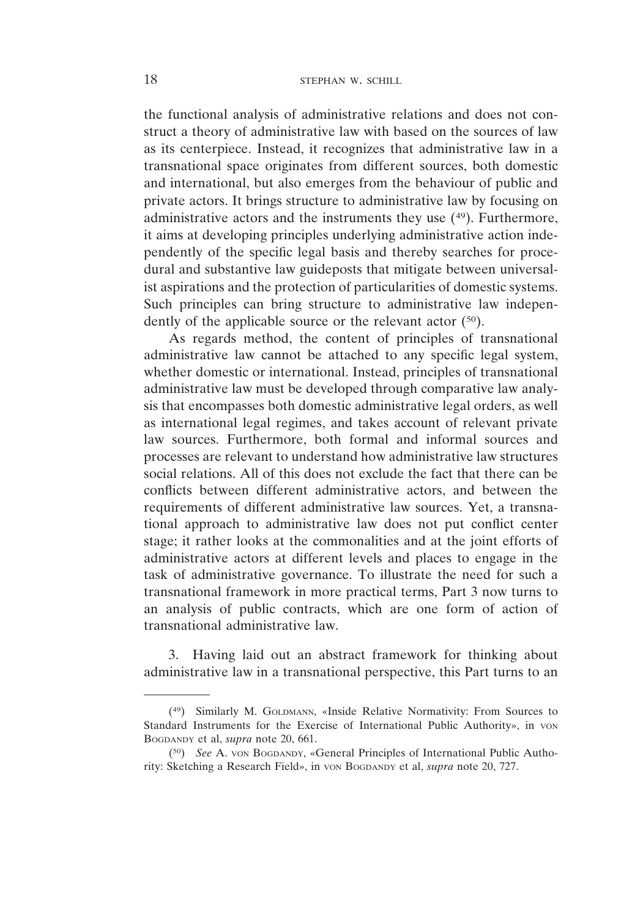the functional analysis of administrative relations and does not construct a theory of administrative law with based on the sources of law as its centerpiece. Instead, it recognizes that administrative law in a transnational space originates from different sources, both domestic and international, but also emerges from the behaviour of public and private actors. It brings structure to administrative law by focusing on administrative actors and the instruments they use (49). Furthermore, it aims at developing principles underlying administrative action independently of the specific legal basis and thereby searches for procedural and substantive law guideposts that mitigate between universalist aspirations and the protection of particularities of domestic systems. Such principles can bring structure to administrative law independently of the applicable source or the relevant actor (50).

As regards method, the content of principles of transnational administrative law cannot be attached to any specific legal system, whether domestic or international. Instead, principles of transnational administrative law must be developed through comparative law analysis that encompasses both domestic administrative legal orders, as well as international legal regimes, and takes account of relevant private law sources. Furthermore, both formal and informal sources and processes are relevant to understand how administrative law structures social relations. All of this does not exclude the fact that there can be conflicts between different administrative actors, and between the requirements of different administrative law sources. Yet, a transnational approach to administrative law does not put conflict center stage; it rather looks at the commonalities and at the joint efforts of administrative actors at different levels and places to engage in the task of administrative governance. To illustrate the need for such a transnational framework in more practical terms, Part 3 now turns to an analysis of public contracts, which are one form of action of transnational administrative law.

3. Having laid out an abstract framework for thinking about administrative law in a transnational perspective, this Part turns to an

---

(49) Similarly M. Goldmann, «Inside Relative Normativity: From Sources to Standard Instruments for the Exercise of International Public Authority», in von Bogdandy et al, *supra* note 20, 661.

(50) *See* A. von Bogdandy, «General Principles of International Public Authority: Sketching a Research Field», in von Bogdandy et al, *supra* note 20, 727.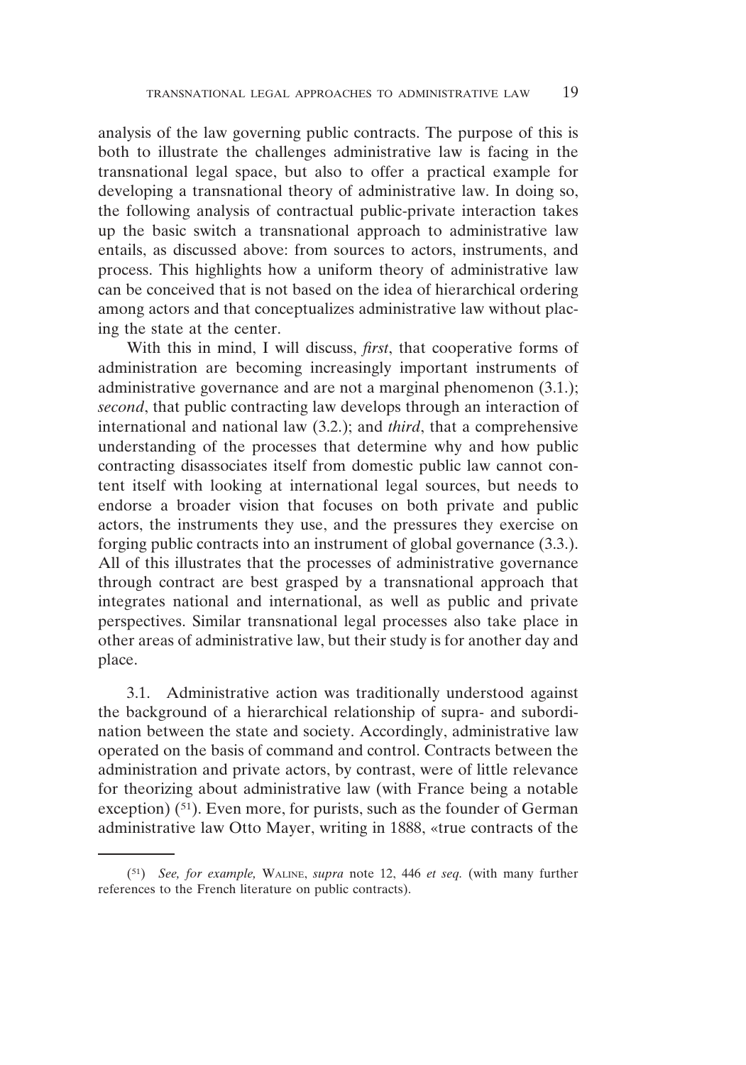analysis of the law governing public contracts. The purpose of this is both to illustrate the challenges administrative law is facing in the transnational legal space, but also to offer a practical example for developing a transnational theory of administrative law. In doing so, the following analysis of contractual public-private interaction takes up the basic switch a transnational approach to administrative law entails, as discussed above: from sources to actors, instruments, and process. This highlights how a uniform theory of administrative law can be conceived that is not based on the idea of hierarchical ordering among actors and that conceptualizes administrative law without placing the state at the center.

With this in mind, I will discuss, *first*, that cooperative forms of administration are becoming increasingly important instruments of administrative governance and are not a marginal phenomenon (3.1.); *second*, that public contracting law develops through an interaction of international and national law (3.2.); and *third*, that a comprehensive understanding of the processes that determine why and how public contracting disassociates itself from domestic public law cannot content itself with looking at international legal sources, but needs to endorse a broader vision that focuses on both private and public actors, the instruments they use, and the pressures they exercise on forging public contracts into an instrument of global governance (3.3.). All of this illustrates that the processes of administrative governance through contract are best grasped by a transnational approach that integrates national and international, as well as public and private perspectives. Similar transnational legal processes also take place in other areas of administrative law, but their study is for another day and place.

3.1. Administrative action was traditionally understood against the background of a hierarchical relationship of supra- and subordination between the state and society. Accordingly, administrative law operated on the basis of command and control. Contracts between the administration and private actors, by contrast, were of little relevance for theorizing about administrative law (with France being a notable exception) [51]. Even more, for purists, such as the founder of German administrative law Otto Mayer, writing in 1888, «true contracts of the

---

[51] *See, for example,* WALINE, *supra* note 12, 446 *et seq.* (with many further references to the French literature on public contracts).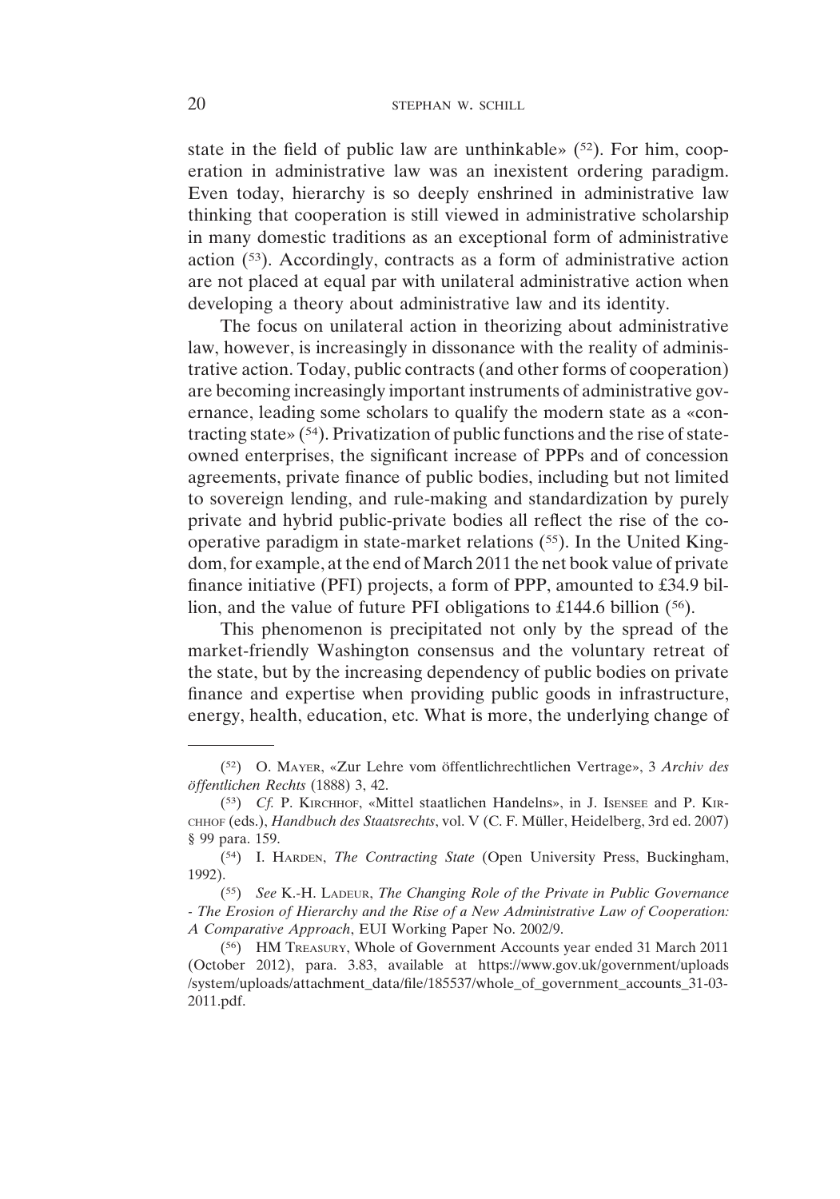state in the field of public law are unthinkable» ([52]). For him, cooperation in administrative law was an inexistent ordering paradigm. Even today, hierarchy is so deeply enshrined in administrative law thinking that cooperation is still viewed in administrative scholarship in many domestic traditions as an exceptional form of administrative action ([53]). Accordingly, contracts as a form of administrative action are not placed at equal par with unilateral administrative action when developing a theory about administrative law and its identity.

The focus on unilateral action in theorizing about administrative law, however, is increasingly in dissonance with the reality of administrative action. Today, public contracts (and other forms of cooperation) are becoming increasingly important instruments of administrative governance, leading some scholars to qualify the modern state as a «contracting state» ([54]). Privatization of public functions and the rise of state-owned enterprises, the significant increase of PPPs and of concession agreements, private finance of public bodies, including but not limited to sovereign lending, and rule-making and standardization by purely private and hybrid public-private bodies all reflect the rise of the cooperative paradigm in state-market relations ([55]). In the United Kingdom, for example, at the end of March 2011 the net book value of private finance initiative (PFI) projects, a form of PPP, amounted to £34.9 billion, and the value of future PFI obligations to £144.6 billion ([56]).

This phenomenon is precipitated not only by the spread of the market-friendly Washington consensus and the voluntary retreat of the state, but by the increasing dependency of public bodies on private finance and expertise when providing public goods in infrastructure, energy, health, education, etc. What is more, the underlying change of

---

([52]) O. Mayer, «Zur Lehre vom öffentlichrechtlichen Vertrage», 3 *Archiv des öffentlichen Rechts* (1888) 3, 42.

([53]) *Cf.* P. Kirchhof, «Mittel staatlichen Handelns», in J. Isensee and P. Kirchhof (eds.), *Handbuch des Staatsrechts*, vol. V (C. F. Müller, Heidelberg, 3rd ed. 2007) § 99 para. 159.

([54]) I. Harden, *The Contracting State* (Open University Press, Buckingham, 1992).

([55]) *See* K.-H. Ladeur, *The Changing Role of the Private in Public Governance - The Erosion of Hierarchy and the Rise of a New Administrative Law of Cooperation: A Comparative Approach*, EUI Working Paper No. 2002/9.

([56]) HM Treasury, Whole of Government Accounts year ended 31 March 2011 (October 2012), para. 3.83, available at https://www.gov.uk/government/uploads/system/uploads/attachment_data/file/185537/whole_of_government_accounts_31-03-2011.pdf.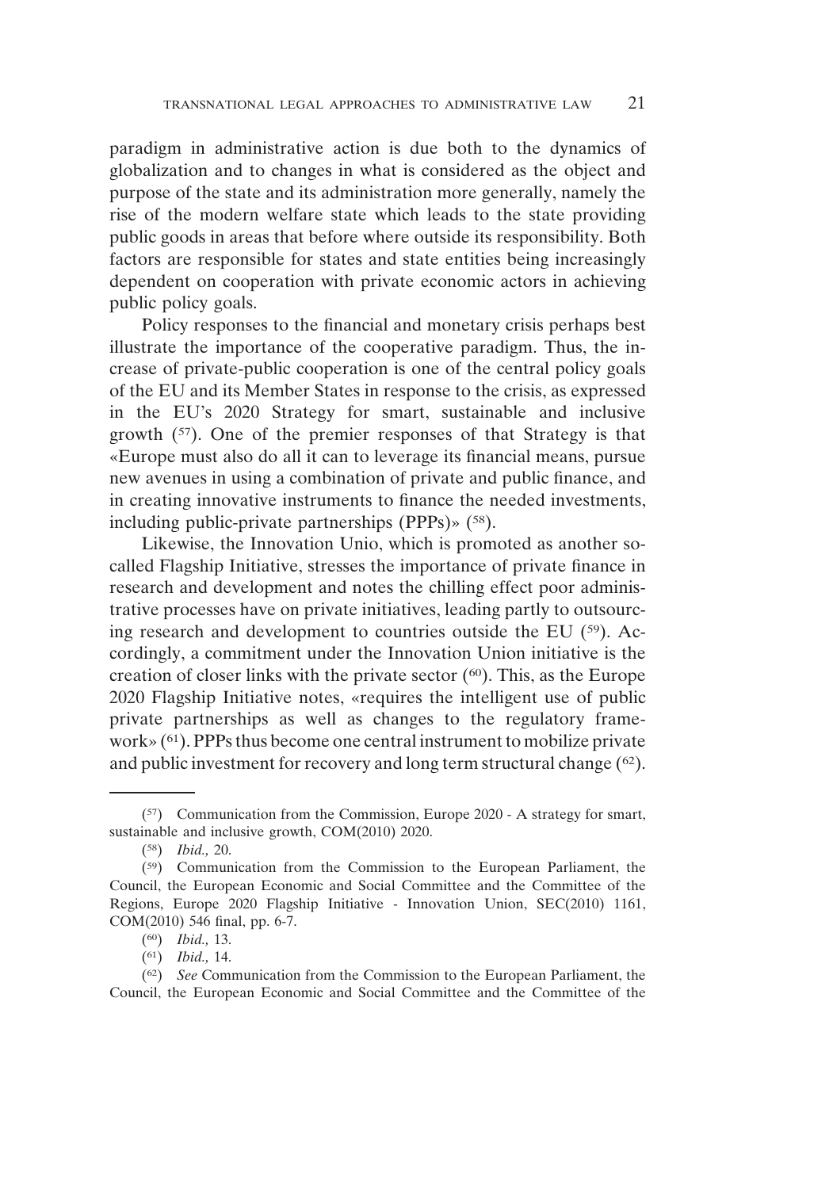paradigm in administrative action is due both to the dynamics of globalization and to changes in what is considered as the object and purpose of the state and its administration more generally, namely the rise of the modern welfare state which leads to the state providing public goods in areas that before where outside its responsibility. Both factors are responsible for states and state entities being increasingly dependent on cooperation with private economic actors in achieving public policy goals.

Policy responses to the financial and monetary crisis perhaps best illustrate the importance of the cooperative paradigm. Thus, the increase of private-public cooperation is one of the central policy goals of the EU and its Member States in response to the crisis, as expressed in the EU's 2020 Strategy for smart, sustainable and inclusive growth (57). One of the premier responses of that Strategy is that «Europe must also do all it can to leverage its financial means, pursue new avenues in using a combination of private and public finance, and in creating innovative instruments to finance the needed investments, including public-private partnerships (PPPs)» (58).

Likewise, the Innovation Unio, which is promoted as another so-called Flagship Initiative, stresses the importance of private finance in research and development and notes the chilling effect poor administrative processes have on private initiatives, leading partly to outsourcing research and development to countries outside the EU (59). Accordingly, a commitment under the Innovation Union initiative is the creation of closer links with the private sector (60). This, as the Europe 2020 Flagship Initiative notes, «requires the intelligent use of public private partnerships as well as changes to the regulatory framework» (61). PPPs thus become one central instrument to mobilize private and public investment for recovery and long term structural change (62).

---

(57) Communication from the Commission, Europe 2020 - A strategy for smart, sustainable and inclusive growth, COM(2010) 2020.

(58) *Ibid.,* 20.

(59) Communication from the Commission to the European Parliament, the Council, the European Economic and Social Committee and the Committee of the Regions, Europe 2020 Flagship Initiative - Innovation Union, SEC(2010) 1161, COM(2010) 546 final, pp. 6-7.

(60) *Ibid.,* 13.

(61) *Ibid.,* 14.

(62) *See* Communication from the Commission to the European Parliament, the Council, the European Economic and Social Committee and the Committee of the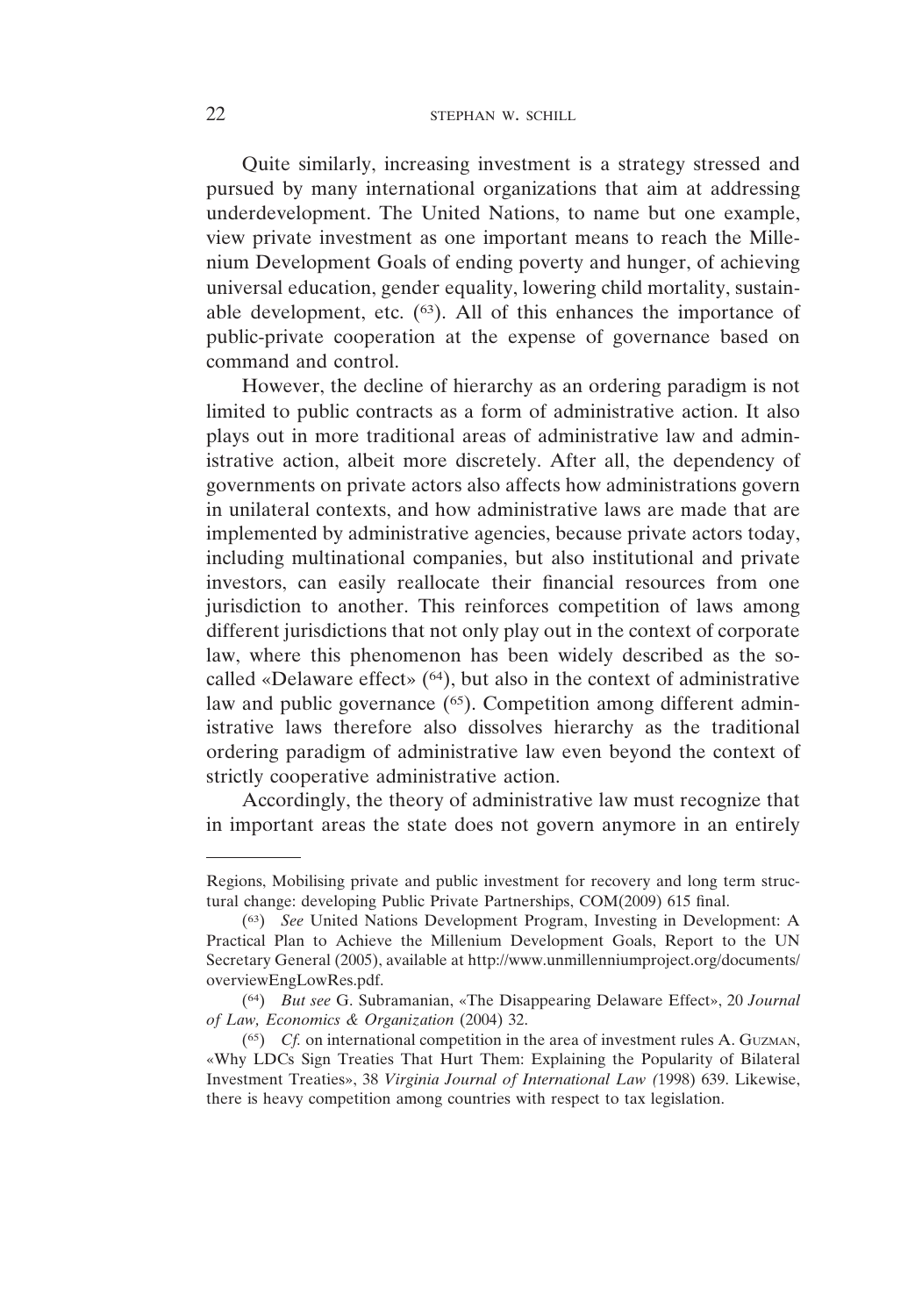Quite similarly, increasing investment is a strategy stressed and pursued by many international organizations that aim at addressing underdevelopment. The United Nations, to name but one example, view private investment as one important means to reach the Millenium Development Goals of ending poverty and hunger, of achieving universal education, gender equality, lowering child mortality, sustainable development, etc. ([63]). All of this enhances the importance of public-private cooperation at the expense of governance based on command and control.

However, the decline of hierarchy as an ordering paradigm is not limited to public contracts as a form of administrative action. It also plays out in more traditional areas of administrative law and administrative action, albeit more discretely. After all, the dependency of governments on private actors also affects how administrations govern in unilateral contexts, and how administrative laws are made that are implemented by administrative agencies, because private actors today, including multinational companies, but also institutional and private investors, can easily reallocate their financial resources from one jurisdiction to another. This reinforces competition of laws among different jurisdictions that not only play out in the context of corporate law, where this phenomenon has been widely described as the so-called «Delaware effect» ([64]), but also in the context of administrative law and public governance ([65]). Competition among different administrative laws therefore also dissolves hierarchy as the traditional ordering paradigm of administrative law even beyond the context of strictly cooperative administrative action.

Accordingly, the theory of administrative law must recognize that in important areas the state does not govern anymore in an entirely

---

Regions, Mobilising private and public investment for recovery and long term structural change: developing Public Private Partnerships, COM(2009) 615 final.

([63]) *See* United Nations Development Program, Investing in Development: A Practical Plan to Achieve the Millenium Development Goals, Report to the UN Secretary General (2005), available at http://www.unmillenniumproject.org/documents/overviewEngLowRes.pdf.

([64]) *But see* G. Subramanian, «The Disappearing Delaware Effect», 20 *Journal of Law, Economics & Organization* (2004) 32.

([65]) *Cf.* on international competition in the area of investment rules A. Guzman, «Why LDCs Sign Treaties That Hurt Them: Explaining the Popularity of Bilateral Investment Treaties», 38 *Virginia Journal of International Law (*1998) 639. Likewise, there is heavy competition among countries with respect to tax legislation.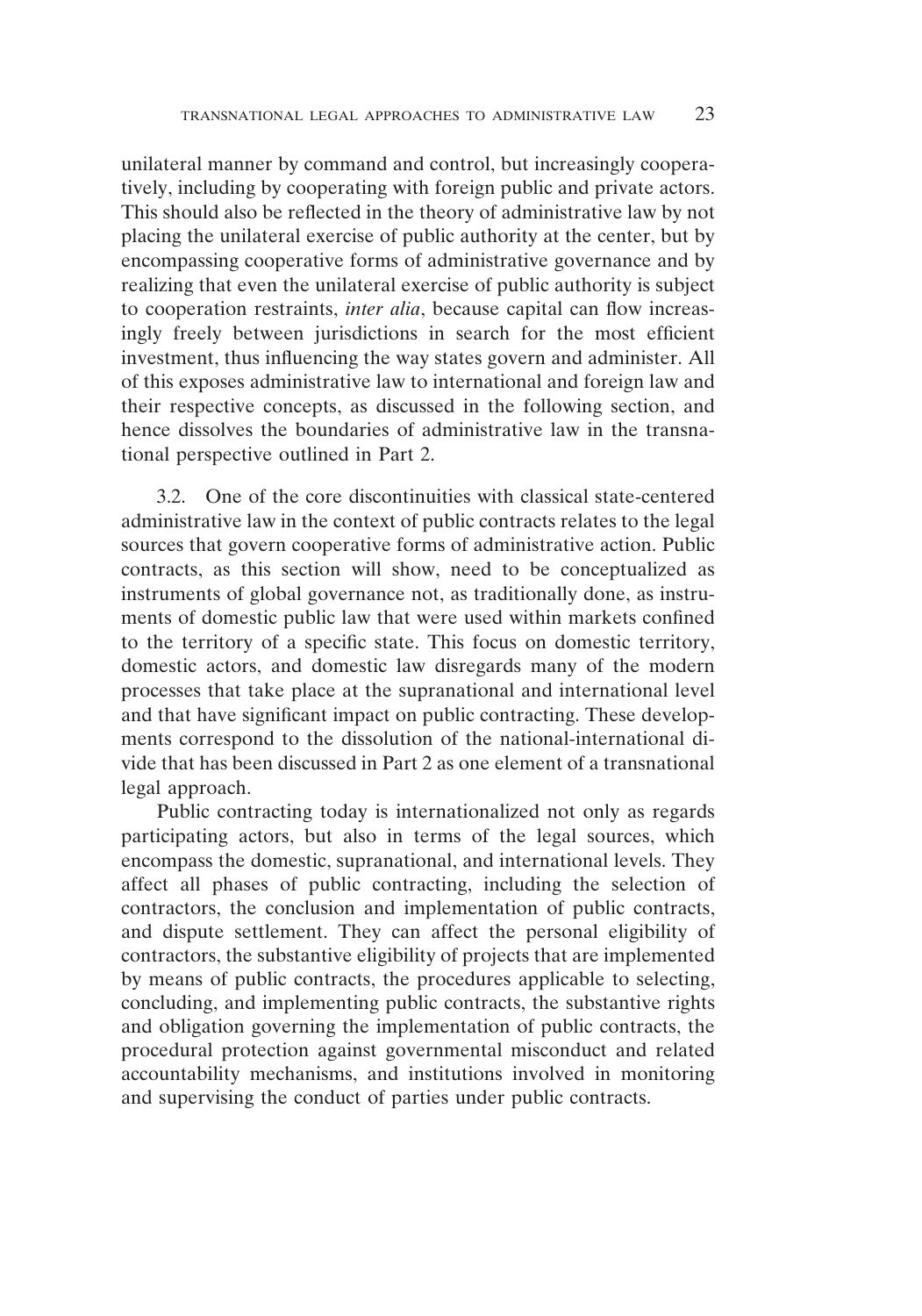unilateral manner by command and control, but increasingly cooperatively, including by cooperating with foreign public and private actors. This should also be reflected in the theory of administrative law by not placing the unilateral exercise of public authority at the center, but by encompassing cooperative forms of administrative governance and by realizing that even the unilateral exercise of public authority is subject to cooperation restraints, *inter alia*, because capital can flow increasingly freely between jurisdictions in search for the most efficient investment, thus influencing the way states govern and administer. All of this exposes administrative law to international and foreign law and their respective concepts, as discussed in the following section, and hence dissolves the boundaries of administrative law in the transnational perspective outlined in Part 2.

3.2. One of the core discontinuities with classical state-centered administrative law in the context of public contracts relates to the legal sources that govern cooperative forms of administrative action. Public contracts, as this section will show, need to be conceptualized as instruments of global governance not, as traditionally done, as instruments of domestic public law that were used within markets confined to the territory of a specific state. This focus on domestic territory, domestic actors, and domestic law disregards many of the modern processes that take place at the supranational and international level and that have significant impact on public contracting. These developments correspond to the dissolution of the national-international divide that has been discussed in Part 2 as one element of a transnational legal approach.

Public contracting today is internationalized not only as regards participating actors, but also in terms of the legal sources, which encompass the domestic, supranational, and international levels. They affect all phases of public contracting, including the selection of contractors, the conclusion and implementation of public contracts, and dispute settlement. They can affect the personal eligibility of contractors, the substantive eligibility of projects that are implemented by means of public contracts, the procedures applicable to selecting, concluding, and implementing public contracts, the substantive rights and obligation governing the implementation of public contracts, the procedural protection against governmental misconduct and related accountability mechanisms, and institutions involved in monitoring and supervising the conduct of parties under public contracts.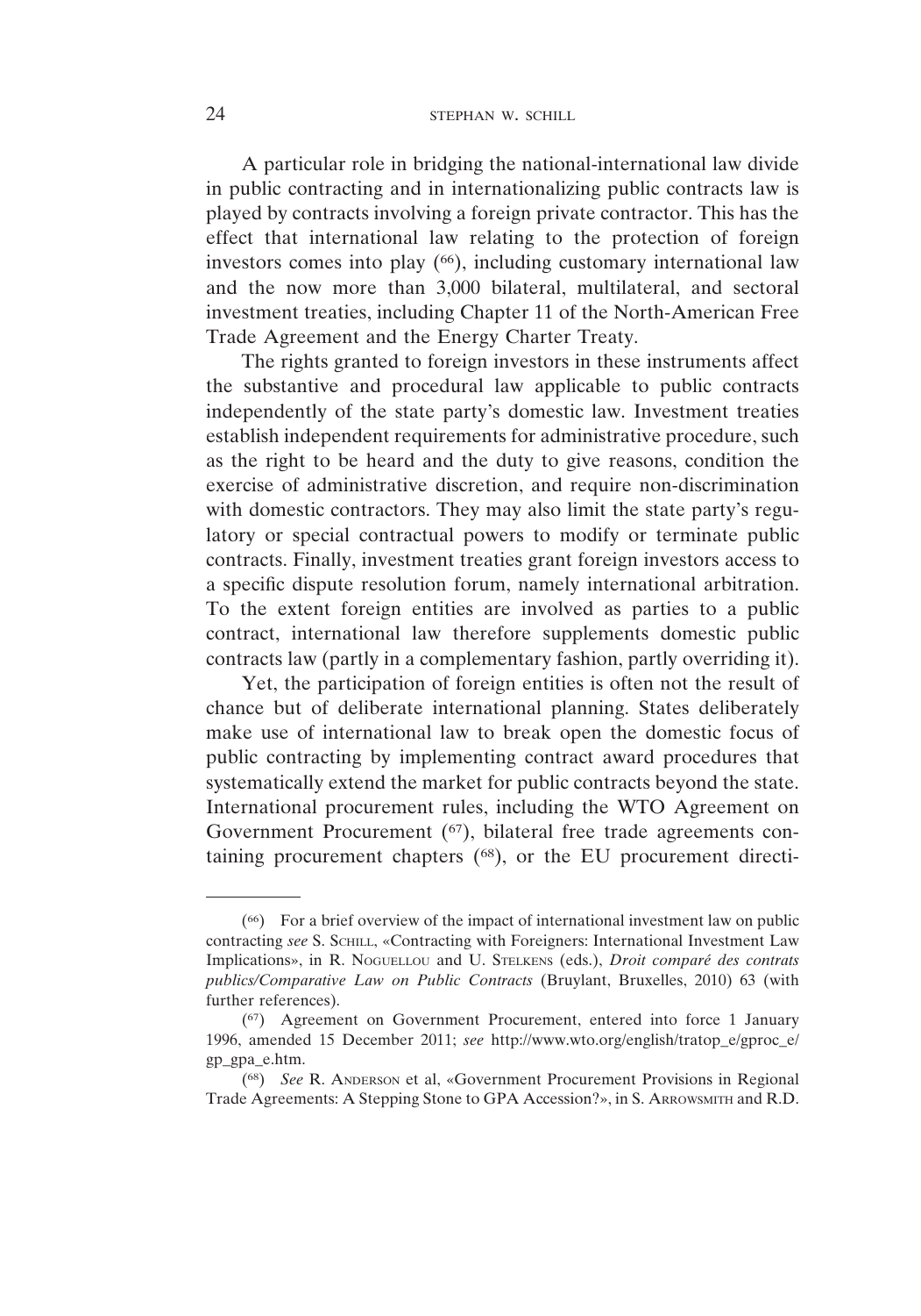A particular role in bridging the national-international law divide in public contracting and in internationalizing public contracts law is played by contracts involving a foreign private contractor. This has the effect that international law relating to the protection of foreign investors comes into play ([66]), including customary international law and the now more than 3,000 bilateral, multilateral, and sectoral investment treaties, including Chapter 11 of the North-American Free Trade Agreement and the Energy Charter Treaty.

The rights granted to foreign investors in these instruments affect the substantive and procedural law applicable to public contracts independently of the state party's domestic law. Investment treaties establish independent requirements for administrative procedure, such as the right to be heard and the duty to give reasons, condition the exercise of administrative discretion, and require non-discrimination with domestic contractors. They may also limit the state party's regulatory or special contractual powers to modify or terminate public contracts. Finally, investment treaties grant foreign investors access to a specific dispute resolution forum, namely international arbitration. To the extent foreign entities are involved as parties to a public contract, international law therefore supplements domestic public contracts law (partly in a complementary fashion, partly overriding it).

Yet, the participation of foreign entities is often not the result of chance but of deliberate international planning. States deliberately make use of international law to break open the domestic focus of public contracting by implementing contract award procedures that systematically extend the market for public contracts beyond the state. International procurement rules, including the WTO Agreement on Government Procurement ([67]), bilateral free trade agreements containing procurement chapters ([68]), or the EU procurement directi-

---

([66]) For a brief overview of the impact of international investment law on public contracting *see* S. Schill, «Contracting with Foreigners: International Investment Law Implications», in R. Noguellou and U. Stelkens (eds.), *Droit comparé des contrats publics/Comparative Law on Public Contracts* (Bruylant, Bruxelles, 2010) 63 (with further references).

([67]) Agreement on Government Procurement, entered into force 1 January 1996, amended 15 December 2011; *see* http://www.wto.org/english/tratop_e/gproc_e/gp_gpa_e.htm.

([68]) *See* R. Anderson et al, «Government Procurement Provisions in Regional Trade Agreements: A Stepping Stone to GPA Accession?», in S. Arrowsmith and R.D.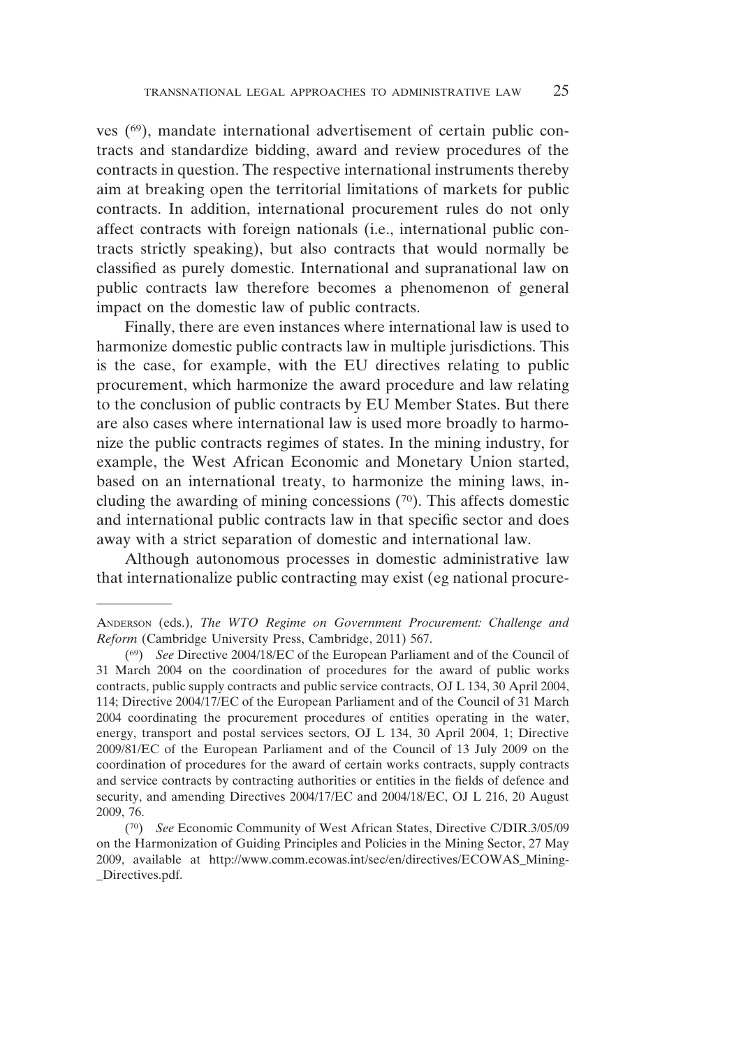ves ([69]), mandate international advertisement of certain public contracts and standardize bidding, award and review procedures of the contracts in question. The respective international instruments thereby aim at breaking open the territorial limitations of markets for public contracts. In addition, international procurement rules do not only affect contracts with foreign nationals (i.e., international public contracts strictly speaking), but also contracts that would normally be classified as purely domestic. International and supranational law on public contracts law therefore becomes a phenomenon of general impact on the domestic law of public contracts.

Finally, there are even instances where international law is used to harmonize domestic public contracts law in multiple jurisdictions. This is the case, for example, with the EU directives relating to public procurement, which harmonize the award procedure and law relating to the conclusion of public contracts by EU Member States. But there are also cases where international law is used more broadly to harmonize the public contracts regimes of states. In the mining industry, for example, the West African Economic and Monetary Union started, based on an international treaty, to harmonize the mining laws, including the awarding of mining concessions ([70]). This affects domestic and international public contracts law in that specific sector and does away with a strict separation of domestic and international law.

Although autonomous processes in domestic administrative law that internationalize public contracting may exist (eg national procure-

---

Anderson (eds.), *The WTO Regime on Government Procurement: Challenge and Reform* (Cambridge University Press, Cambridge, 2011) 567.

([69]) *See* Directive 2004/18/EC of the European Parliament and of the Council of 31 March 2004 on the coordination of procedures for the award of public works contracts, public supply contracts and public service contracts, OJ L 134, 30 April 2004, 114; Directive 2004/17/EC of the European Parliament and of the Council of 31 March 2004 coordinating the procurement procedures of entities operating in the water, energy, transport and postal services sectors, OJ L 134, 30 April 2004, 1; Directive 2009/81/EC of the European Parliament and of the Council of 13 July 2009 on the coordination of procedures for the award of certain works contracts, supply contracts and service contracts by contracting authorities or entities in the fields of defence and security, and amending Directives 2004/17/EC and 2004/18/EC, OJ L 216, 20 August 2009, 76.

([70]) *See* Economic Community of West African States, Directive C/DIR.3/05/09 on the Harmonization of Guiding Principles and Policies in the Mining Sector, 27 May 2009, available at http://www.comm.ecowas.int/sec/en/directives/ECOWAS_Mining-_Directives.pdf.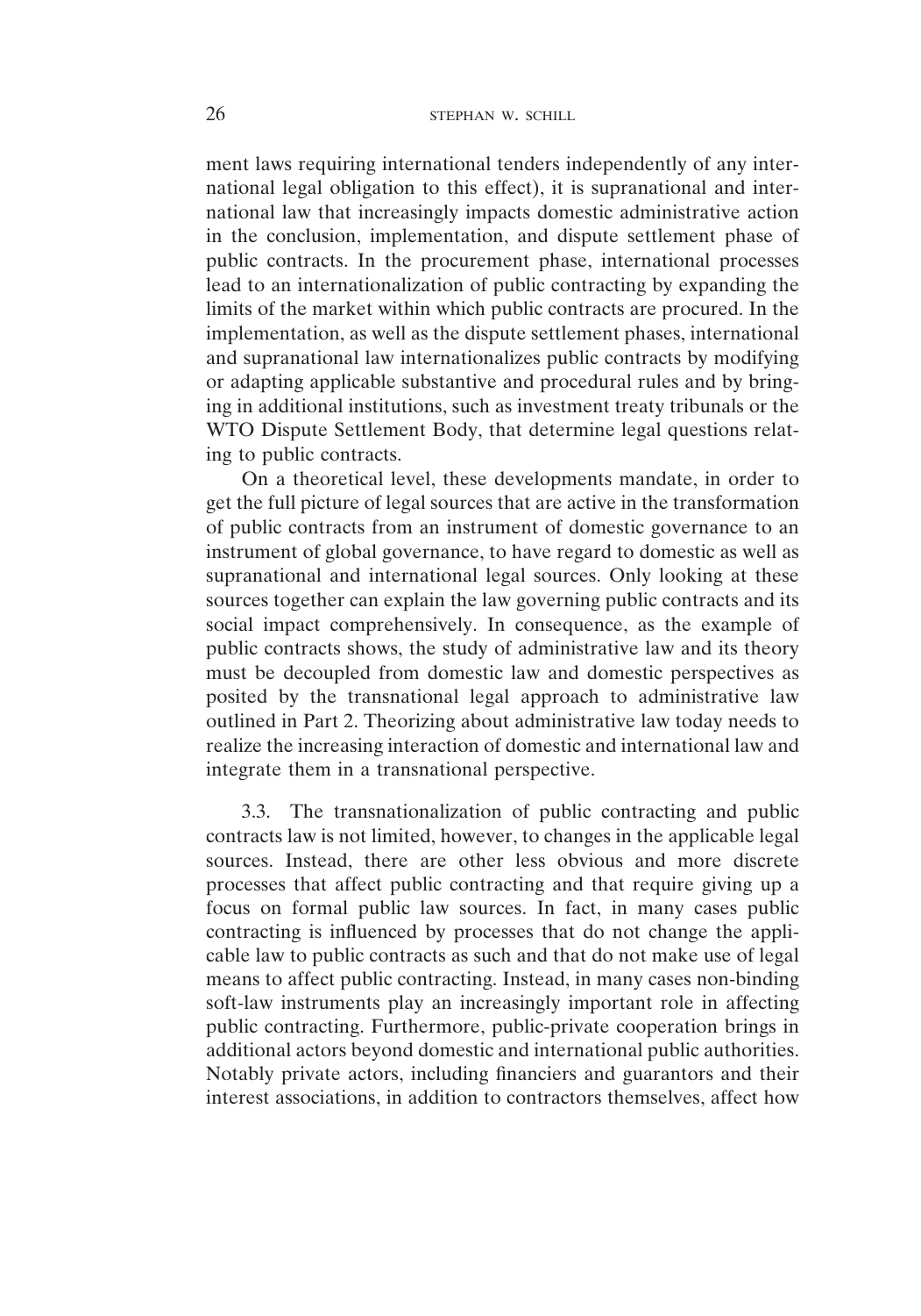ment laws requiring international tenders independently of any international legal obligation to this effect), it is supranational and international law that increasingly impacts domestic administrative action in the conclusion, implementation, and dispute settlement phase of public contracts. In the procurement phase, international processes lead to an internationalization of public contracting by expanding the limits of the market within which public contracts are procured. In the implementation, as well as the dispute settlement phases, international and supranational law internationalizes public contracts by modifying or adapting applicable substantive and procedural rules and by bringing in additional institutions, such as investment treaty tribunals or the WTO Dispute Settlement Body, that determine legal questions relating to public contracts.

On a theoretical level, these developments mandate, in order to get the full picture of legal sources that are active in the transformation of public contracts from an instrument of domestic governance to an instrument of global governance, to have regard to domestic as well as supranational and international legal sources. Only looking at these sources together can explain the law governing public contracts and its social impact comprehensively. In consequence, as the example of public contracts shows, the study of administrative law and its theory must be decoupled from domestic law and domestic perspectives as posited by the transnational legal approach to administrative law outlined in Part 2. Theorizing about administrative law today needs to realize the increasing interaction of domestic and international law and integrate them in a transnational perspective.

3.3. The transnationalization of public contracting and public contracts law is not limited, however, to changes in the applicable legal sources. Instead, there are other less obvious and more discrete processes that affect public contracting and that require giving up a focus on formal public law sources. In fact, in many cases public contracting is influenced by processes that do not change the applicable law to public contracts as such and that do not make use of legal means to affect public contracting. Instead, in many cases non-binding soft-law instruments play an increasingly important role in affecting public contracting. Furthermore, public-private cooperation brings in additional actors beyond domestic and international public authorities. Notably private actors, including financiers and guarantors and their interest associations, in addition to contractors themselves, affect how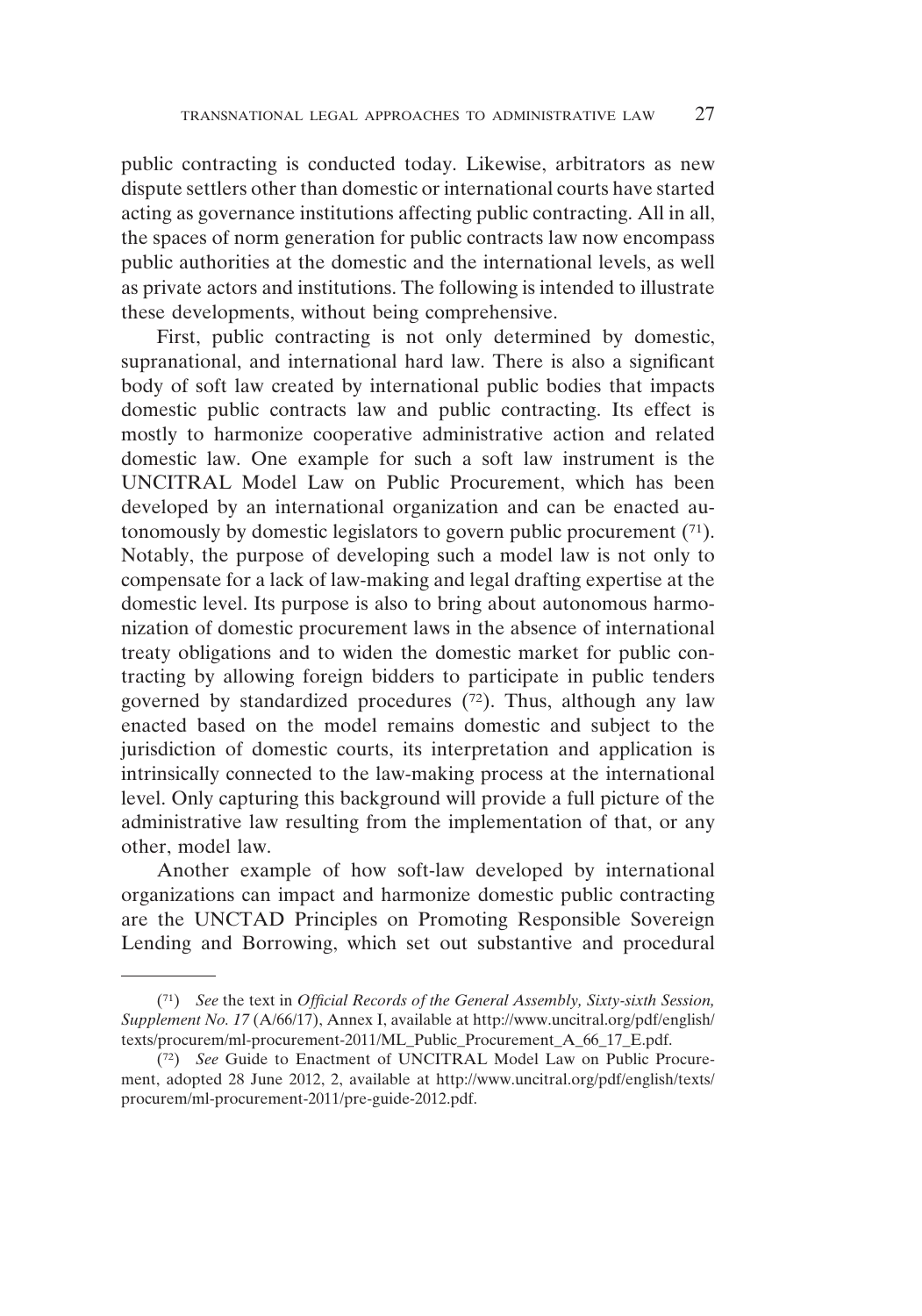public contracting is conducted today. Likewise, arbitrators as new dispute settlers other than domestic or international courts have started acting as governance institutions affecting public contracting. All in all, the spaces of norm generation for public contracts law now encompass public authorities at the domestic and the international levels, as well as private actors and institutions. The following is intended to illustrate these developments, without being comprehensive.

First, public contracting is not only determined by domestic, supranational, and international hard law. There is also a significant body of soft law created by international public bodies that impacts domestic public contracts law and public contracting. Its effect is mostly to harmonize cooperative administrative action and related domestic law. One example for such a soft law instrument is the UNCITRAL Model Law on Public Procurement, which has been developed by an international organization and can be enacted autonomously by domestic legislators to govern public procurement ([71]). Notably, the purpose of developing such a model law is not only to compensate for a lack of law-making and legal drafting expertise at the domestic level. Its purpose is also to bring about autonomous harmonization of domestic procurement laws in the absence of international treaty obligations and to widen the domestic market for public contracting by allowing foreign bidders to participate in public tenders governed by standardized procedures ([72]). Thus, although any law enacted based on the model remains domestic and subject to the jurisdiction of domestic courts, its interpretation and application is intrinsically connected to the law-making process at the international level. Only capturing this background will provide a full picture of the administrative law resulting from the implementation of that, or any other, model law.

Another example of how soft-law developed by international organizations can impact and harmonize domestic public contracting are the UNCTAD Principles on Promoting Responsible Sovereign Lending and Borrowing, which set out substantive and procedural

---

([71]) *See* the text in *Official Records of the General Assembly, Sixty-sixth Session, Supplement No. 17* (A/66/17), Annex I, available at http://www.uncitral.org/pdf/english/texts/procurem/ml-procurement-2011/ML_Public_Procurement_A_66_17_E.pdf.

([72]) *See* Guide to Enactment of UNCITRAL Model Law on Public Procurement, adopted 28 June 2012, 2, available at http://www.uncitral.org/pdf/english/texts/procurem/ml-procurement-2011/pre-guide-2012.pdf.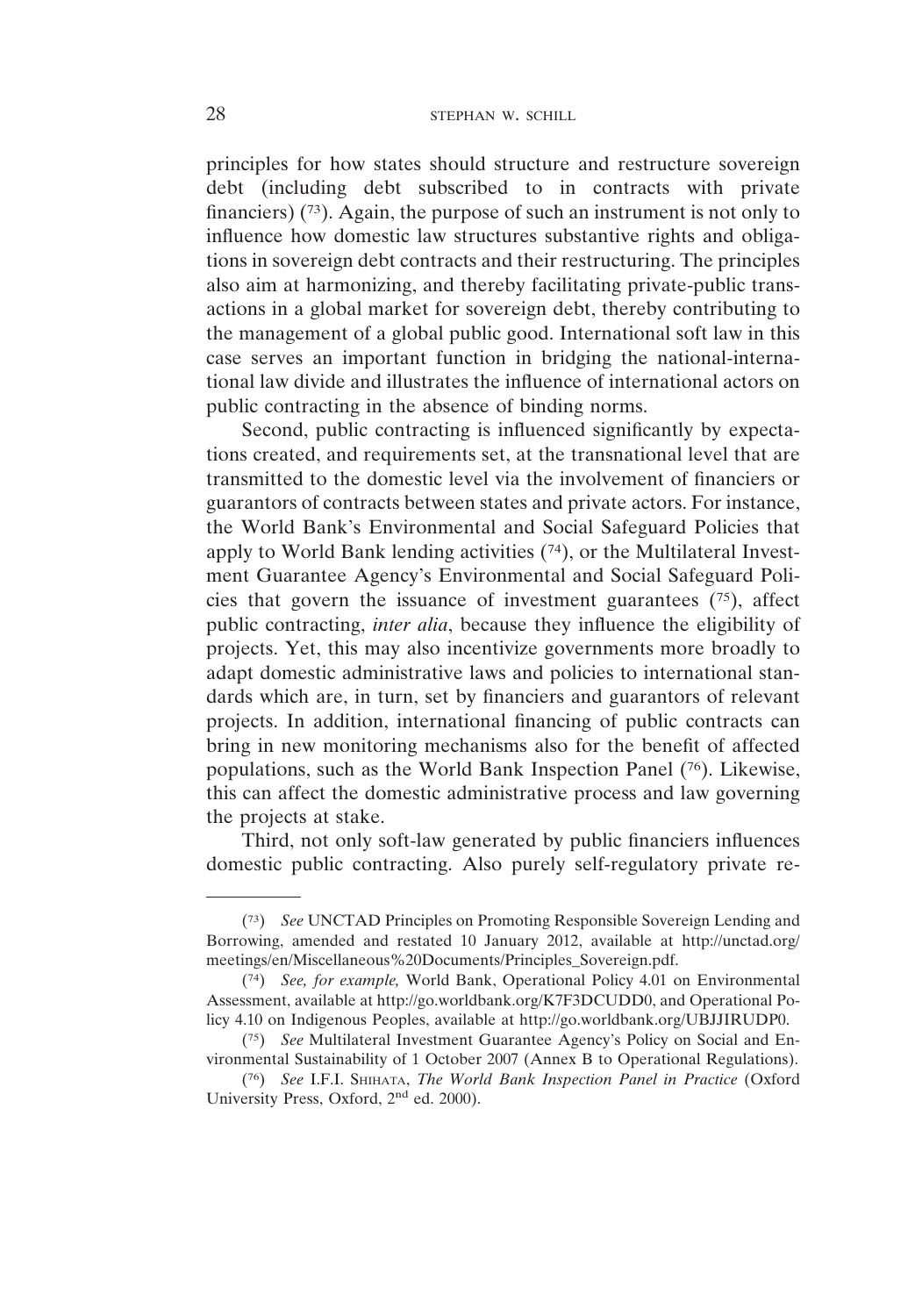principles for how states should structure and restructure sovereign debt (including debt subscribed to in contracts with private financiers) ([73]). Again, the purpose of such an instrument is not only to influence how domestic law structures substantive rights and obligations in sovereign debt contracts and their restructuring. The principles also aim at harmonizing, and thereby facilitating private-public transactions in a global market for sovereign debt, thereby contributing to the management of a global public good. International soft law in this case serves an important function in bridging the national-international law divide and illustrates the influence of international actors on public contracting in the absence of binding norms.

Second, public contracting is influenced significantly by expectations created, and requirements set, at the transnational level that are transmitted to the domestic level via the involvement of financiers or guarantors of contracts between states and private actors. For instance, the World Bank's Environmental and Social Safeguard Policies that apply to World Bank lending activities ([74]), or the Multilateral Investment Guarantee Agency's Environmental and Social Safeguard Policies that govern the issuance of investment guarantees ([75]), affect public contracting, *inter alia*, because they influence the eligibility of projects. Yet, this may also incentivize governments more broadly to adapt domestic administrative laws and policies to international standards which are, in turn, set by financiers and guarantors of relevant projects. In addition, international financing of public contracts can bring in new monitoring mechanisms also for the benefit of affected populations, such as the World Bank Inspection Panel ([76]). Likewise, this can affect the domestic administrative process and law governing the projects at stake.

Third, not only soft-law generated by public financiers influences domestic public contracting. Also purely self-regulatory private re-

---

([73]) *See* UNCTAD Principles on Promoting Responsible Sovereign Lending and Borrowing, amended and restated 10 January 2012, available at http://unctad.org/meetings/en/Miscellaneous%20Documents/Principles_Sovereign.pdf.

([74]) *See, for example,* World Bank, Operational Policy 4.01 on Environmental Assessment, available at http://go.worldbank.org/K7F3DCUDD0, and Operational Policy 4.10 on Indigenous Peoples, available at http://go.worldbank.org/UBJJIRUDP0.

([75]) *See* Multilateral Investment Guarantee Agency's Policy on Social and Environmental Sustainability of 1 October 2007 (Annex B to Operational Regulations).

([76]) *See* I.F.I. SHIHATA, *The World Bank Inspection Panel in Practice* (Oxford University Press, Oxford, 2nd ed. 2000).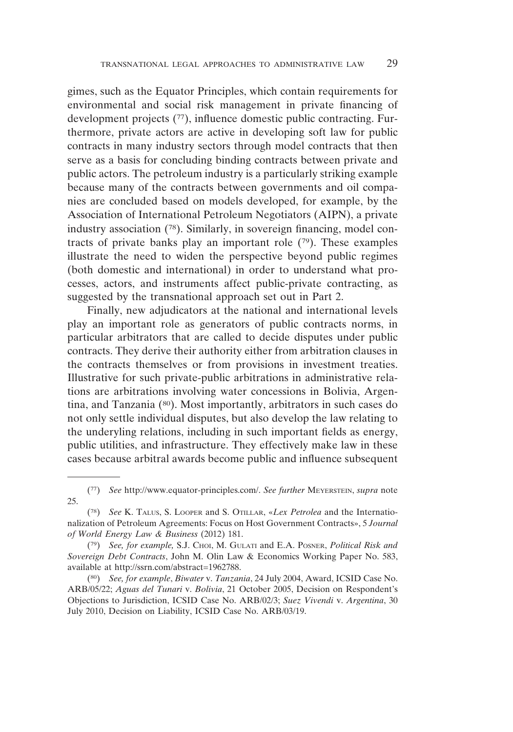gimes, such as the Equator Principles, which contain requirements for environmental and social risk management in private financing of development projects (77), influence domestic public contracting. Furthermore, private actors are active in developing soft law for public contracts in many industry sectors through model contracts that then serve as a basis for concluding binding contracts between private and public actors. The petroleum industry is a particularly striking example because many of the contracts between governments and oil companies are concluded based on models developed, for example, by the Association of International Petroleum Negotiators (AIPN), a private industry association (78). Similarly, in sovereign financing, model contracts of private banks play an important role (79). These examples illustrate the need to widen the perspective beyond public regimes (both domestic and international) in order to understand what processes, actors, and instruments affect public-private contracting, as suggested by the transnational approach set out in Part 2.

Finally, new adjudicators at the national and international levels play an important role as generators of public contracts norms, in particular arbitrators that are called to decide disputes under public contracts. They derive their authority either from arbitration clauses in the contracts themselves or from provisions in investment treaties. Illustrative for such private-public arbitrations in administrative relations are arbitrations involving water concessions in Bolivia, Argentina, and Tanzania (80). Most importantly, arbitrators in such cases do not only settle individual disputes, but also develop the law relating to the underyling relations, including in such important fields as energy, public utilities, and infrastructure. They effectively make law in these cases because arbitral awards become public and influence subsequent

---

(77) *See* http://www.equator-principles.com/. *See further* Meyerstein, *supra* note 25.

(78) *See* K. Talus, S. Looper and S. Otillar, «*Lex Petrolea* and the Internationalization of Petroleum Agreements: Focus on Host Government Contracts», 5 *Journal of World Energy Law & Business* (2012) 181.

(79) *See, for example,* S.J. Choi, M. Gulati and E.A. Posner, *Political Risk and Sovereign Debt Contracts*, John M. Olin Law & Economics Working Paper No. 583, available at http://ssrn.com/abstract=1962788.

(80) *See, for example*, *Biwater* v. *Tanzania*, 24 July 2004, Award, ICSID Case No. ARB/05/22; *Aguas del Tunari* v. *Bolivia*, 21 October 2005, Decision on Respondent's Objections to Jurisdiction, ICSID Case No. ARB/02/3; *Suez Vivendi* v. *Argentina*, 30 July 2010, Decision on Liability, ICSID Case No. ARB/03/19.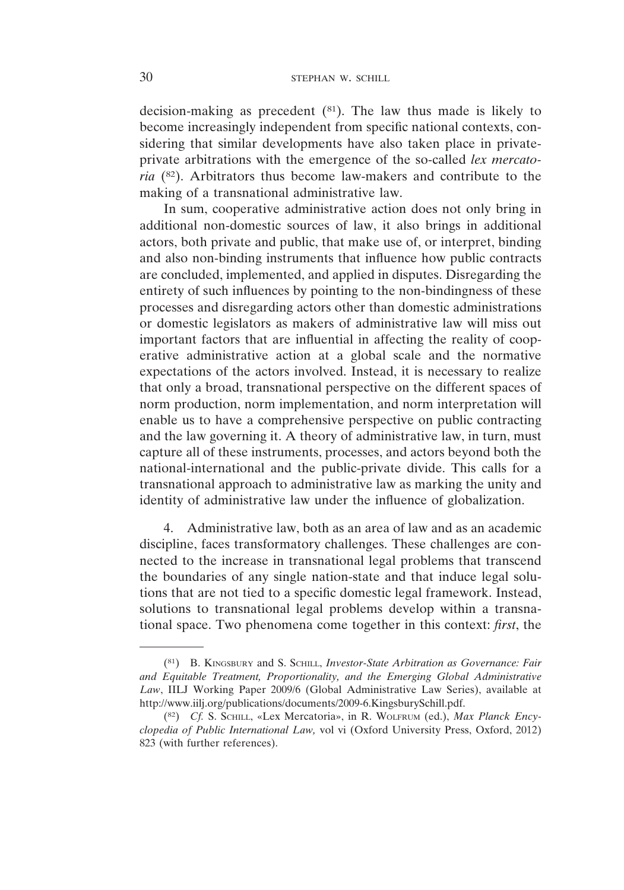decision-making as precedent ([81]). The law thus made is likely to become increasingly independent from specific national contexts, considering that similar developments have also taken place in private-private arbitrations with the emergence of the so-called *lex mercatoria* ([82]). Arbitrators thus become law-makers and contribute to the making of a transnational administrative law.

In sum, cooperative administrative action does not only bring in additional non-domestic sources of law, it also brings in additional actors, both private and public, that make use of, or interpret, binding and also non-binding instruments that influence how public contracts are concluded, implemented, and applied in disputes. Disregarding the entirety of such influences by pointing to the non-bindingness of these processes and disregarding actors other than domestic administrations or domestic legislators as makers of administrative law will miss out important factors that are influential in affecting the reality of cooperative administrative action at a global scale and the normative expectations of the actors involved. Instead, it is necessary to realize that only a broad, transnational perspective on the different spaces of norm production, norm implementation, and norm interpretation will enable us to have a comprehensive perspective on public contracting and the law governing it. A theory of administrative law, in turn, must capture all of these instruments, processes, and actors beyond both the national-international and the public-private divide. This calls for a transnational approach to administrative law as marking the unity and identity of administrative law under the influence of globalization.

4. Administrative law, both as an area of law and as an academic discipline, faces transformatory challenges. These challenges are connected to the increase in transnational legal problems that transcend the boundaries of any single nation-state and that induce legal solutions that are not tied to a specific domestic legal framework. Instead, solutions to transnational legal problems develop within a transnational space. Two phenomena come together in this context: *first*, the

---

([81]) B. Kingsbury and S. Schill, *Investor-State Arbitration as Governance: Fair and Equitable Treatment, Proportionality, and the Emerging Global Administrative Law*, IILJ Working Paper 2009/6 (Global Administrative Law Series), available at http://www.iilj.org/publications/documents/2009-6.KingsburySchill.pdf.

([82]) *Cf.* S. Schill, «Lex Mercatoria», in R. Wolfrum (ed.), *Max Planck Encyclopedia of Public International Law,* vol vi (Oxford University Press, Oxford, 2012) 823 (with further references).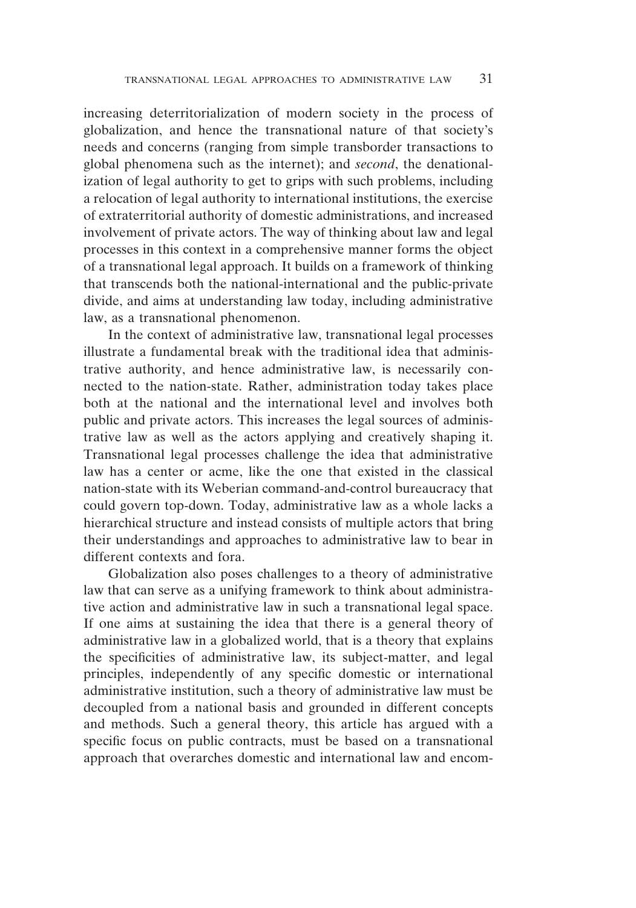increasing deterritorialization of modern society in the process of globalization, and hence the transnational nature of that society's needs and concerns (ranging from simple transborder transactions to global phenomena such as the internet); and *second*, the denationalization of legal authority to get to grips with such problems, including a relocation of legal authority to international institutions, the exercise of extraterritorial authority of domestic administrations, and increased involvement of private actors. The way of thinking about law and legal processes in this context in a comprehensive manner forms the object of a transnational legal approach. It builds on a framework of thinking that transcends both the national-international and the public-private divide, and aims at understanding law today, including administrative law, as a transnational phenomenon.

In the context of administrative law, transnational legal processes illustrate a fundamental break with the traditional idea that administrative authority, and hence administrative law, is necessarily connected to the nation-state. Rather, administration today takes place both at the national and the international level and involves both public and private actors. This increases the legal sources of administrative law as well as the actors applying and creatively shaping it. Transnational legal processes challenge the idea that administrative law has a center or acme, like the one that existed in the classical nation-state with its Weberian command-and-control bureaucracy that could govern top-down. Today, administrative law as a whole lacks a hierarchical structure and instead consists of multiple actors that bring their understandings and approaches to administrative law to bear in different contexts and fora.

Globalization also poses challenges to a theory of administrative law that can serve as a unifying framework to think about administrative action and administrative law in such a transnational legal space. If one aims at sustaining the idea that there is a general theory of administrative law in a globalized world, that is a theory that explains the specificities of administrative law, its subject-matter, and legal principles, independently of any specific domestic or international administrative institution, such a theory of administrative law must be decoupled from a national basis and grounded in different concepts and methods. Such a general theory, this article has argued with a specific focus on public contracts, must be based on a transnational approach that overarches domestic and international law and encom-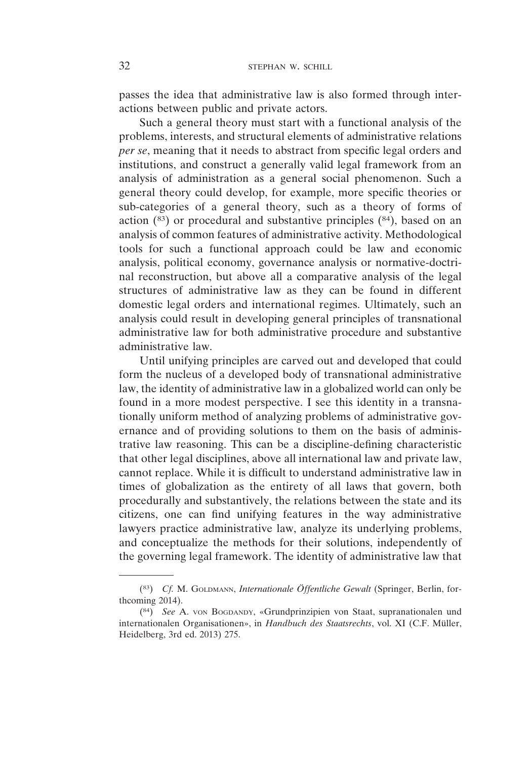passes the idea that administrative law is also formed through interactions between public and private actors.

Such a general theory must start with a functional analysis of the problems, interests, and structural elements of administrative relations *per se*, meaning that it needs to abstract from specific legal orders and institutions, and construct a generally valid legal framework from an analysis of administration as a general social phenomenon. Such a general theory could develop, for example, more specific theories or sub-categories of a general theory, such as a theory of forms of action (83) or procedural and substantive principles (84), based on an analysis of common features of administrative activity. Methodological tools for such a functional approach could be law and economic analysis, political economy, governance analysis or normative-doctrinal reconstruction, but above all a comparative analysis of the legal structures of administrative law as they can be found in different domestic legal orders and international regimes. Ultimately, such an analysis could result in developing general principles of transnational administrative law for both administrative procedure and substantive administrative law.

Until unifying principles are carved out and developed that could form the nucleus of a developed body of transnational administrative law, the identity of administrative law in a globalized world can only be found in a more modest perspective. I see this identity in a transnationally uniform method of analyzing problems of administrative governance and of providing solutions to them on the basis of administrative law reasoning. This can be a discipline-defining characteristic that other legal disciplines, above all international law and private law, cannot replace. While it is difficult to understand administrative law in times of globalization as the entirety of all laws that govern, both procedurally and substantively, the relations between the state and its citizens, one can find unifying features in the way administrative lawyers practice administrative law, analyze its underlying problems, and conceptualize the methods for their solutions, independently of the governing legal framework. The identity of administrative law that

---

(83) *Cf.* M. Goldmann, *Internationale Öffentliche Gewalt* (Springer, Berlin, forthcoming 2014).

(84) *See* A. von Bogdandy, «Grundprinzipien von Staat, supranationalen und internationalen Organisationen», in *Handbuch des Staatsrechts*, vol. XI (C.F. Müller, Heidelberg, 3rd ed. 2013) 275.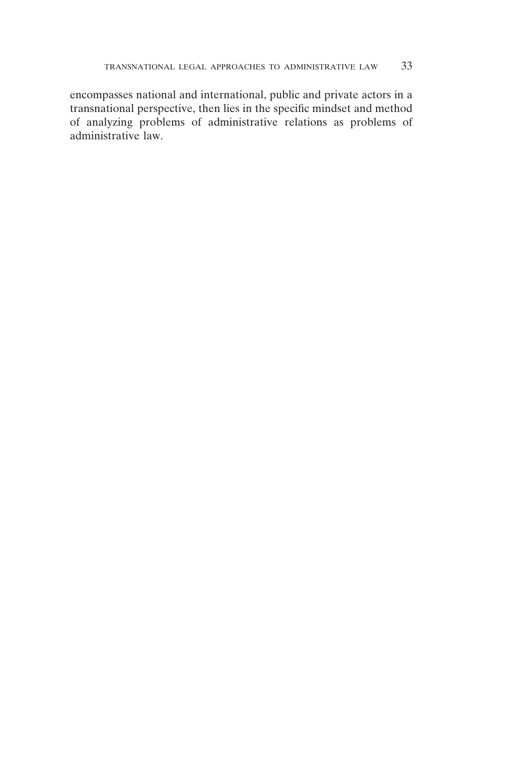encompasses national and international, public and private actors in a transnational perspective, then lies in the specific mindset and method of analyzing problems of administrative relations as problems of administrative law.